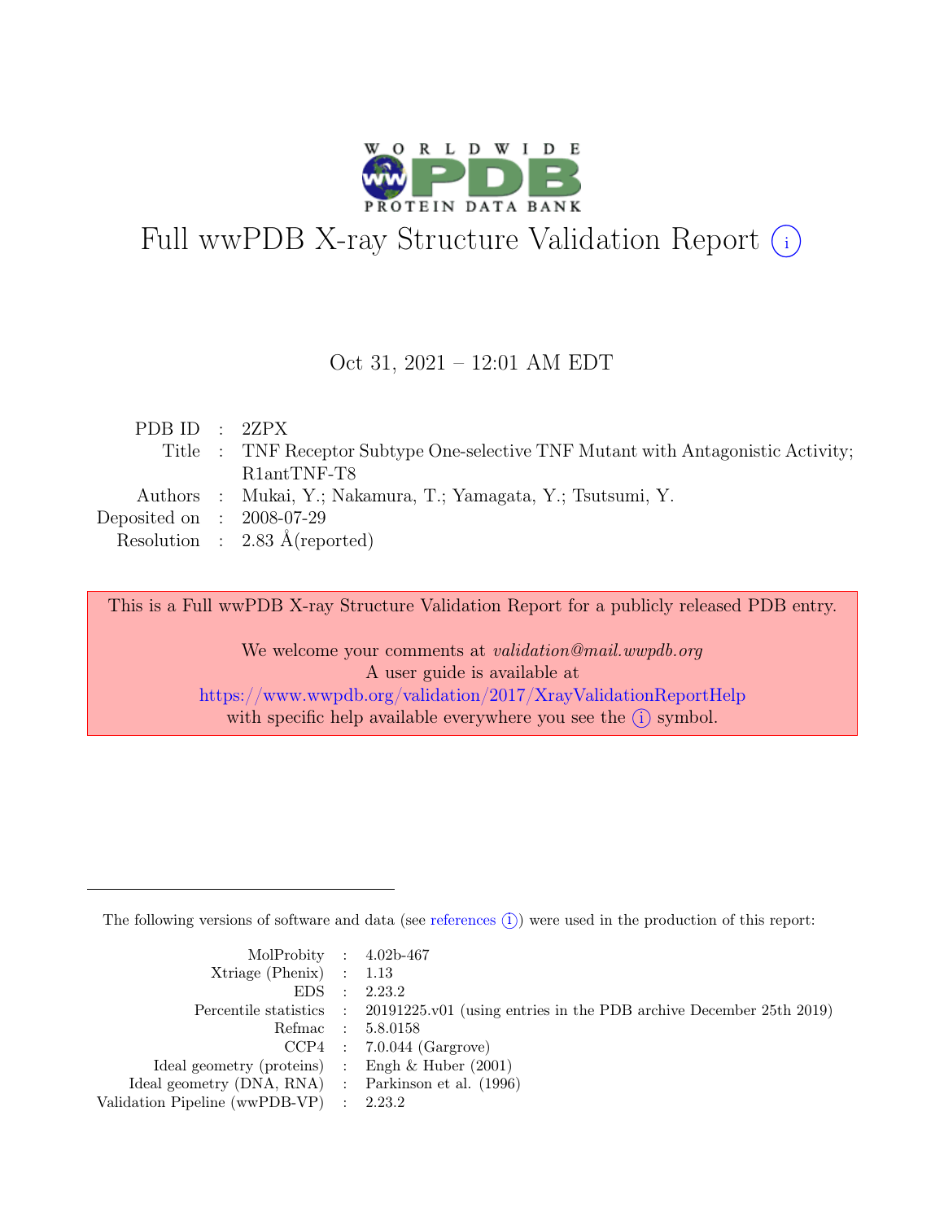# Full wwPDB X-ray Structure Validation Report ⓘ

Oct 31, 2021 – 12:01 AM EDT

| | | |
|---|---|---|
| PDB ID | : | 2ZPX |
| Title | : | TNF Receptor Subtype One-selective TNF Mutant with Antagonistic Activity; R1antTNF-T8 |
| Authors | : | Mukai, Y.; Nakamura, T.; Yamagata, Y.; Tsutsumi, Y. |
| Deposited on | : | 2008-07-29 |
| Resolution | : | 2.83 Å(reported) |

This is a Full wwPDB X-ray Structure Validation Report for a publicly released PDB entry.

We welcome your comments at *validation@mail.wwpdb.org*
A user guide is available at
https://www.wwpdb.org/validation/2017/XrayValidationReportHelp
with specific help available everywhere you see the ⓘ symbol.

---

The following versions of software and data (see references ⓘ) were used in the production of this report:

| | | |
|---|---|---|
| MolProbity | : | 4.02b-467 |
| Xtriage (Phenix) | : | 1.13 |
| EDS | : | 2.23.2 |
| Percentile statistics | : | 20191225.v01 (using entries in the PDB archive December 25th 2019) |
| Refmac | : | 5.8.0158 |
| CCP4 | : | 7.0.044 (Gargrove) |
| Ideal geometry (proteins) | : | Engh & Huber (2001) |
| Ideal geometry (DNA, RNA) | : | Parkinson et al. (1996) |
| Validation Pipeline (wwPDB-VP) | : | 2.23.2 |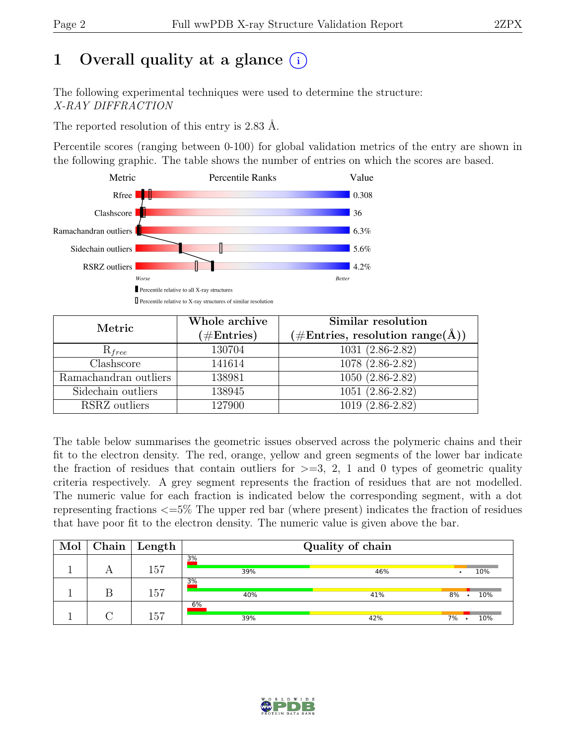# 1 Overall quality at a glance (i)

The following experimental techniques were used to determine the structure:
*X-RAY DIFFRACTION*

The reported resolution of this entry is 2.83 Å.

Percentile scores (ranging between 0-100) for global validation metrics of the entry are shown in the following graphic. The table shows the number of entries on which the scores are based.

| Metric | Value |
|---|---|
| Rfree | 0.308 |
| Clashscore | 36 |
| Ramachandran outliers | 6.3% |
| Sidechain outliers | 5.6% |
| RSRZ outliers | 4.2% |

Worse — Better

■ Percentile relative to all X-ray structures
□ Percentile relative to X-ray structures of similar resolution

| Metric | Whole archive (#Entries) | Similar resolution (#Entries, resolution range(Å)) |
|---|---|---|
| $R_{free}$ | 130704 | 1031 (2.86-2.82) |
| Clashscore | 141614 | 1078 (2.86-2.82) |
| Ramachandran outliers | 138981 | 1050 (2.86-2.82) |
| Sidechain outliers | 138945 | 1051 (2.86-2.82) |
| RSRZ outliers | 127900 | 1019 (2.86-2.82) |

The table below summarises the geometric issues observed across the polymeric chains and their fit to the electron density. The red, orange, yellow and green segments of the lower bar indicate the fraction of residues that contain outliers for >=3, 2, 1 and 0 types of geometric quality criteria respectively. A grey segment represents the fraction of residues that are not modelled. The numeric value for each fraction is indicated below the corresponding segment, with a dot representing fractions <=5% The upper red bar (where present) indicates the fraction of residues that have poor fit to the electron density. The numeric value is given above the bar.

| Mol | Chain | Length | Quality of chain |
|---|---|---|---|
| 1 | A | 157 | 3%; 39% · 46% · • · 10% |
| 1 | B | 157 | 3%; 40% · 41% · 8% · • · 10% |
| 1 | C | 157 | 6%; 39% · 42% · 7% · • · 10% |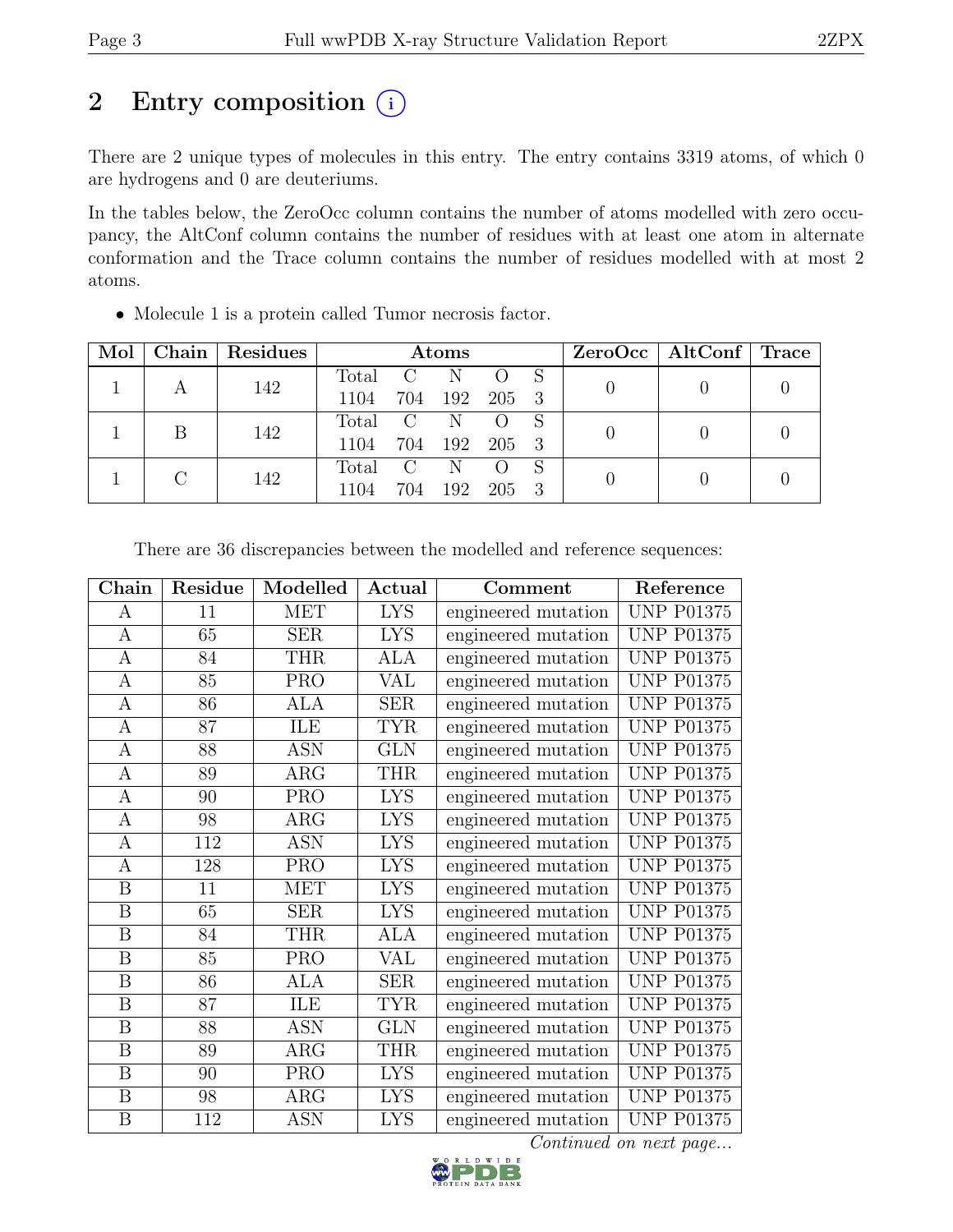# 2 Entry composition (i)

There are 2 unique types of molecules in this entry. The entry contains 3319 atoms, of which 0 are hydrogens and 0 are deuteriums.

In the tables below, the ZeroOcc column contains the number of atoms modelled with zero occupancy, the AltConf column contains the number of residues with at least one atom in alternate conformation and the Trace column contains the number of residues modelled with at most 2 atoms.

- Molecule 1 is a protein called Tumor necrosis factor.

| Mol | Chain | Residues | Atoms | | | | | ZeroOcc | AltConf | Trace |
|---|---|---|---|---|---|---|---|---|---|---|
| | | | Total | C | N | O | S | | | |
| 1 | A | 142 | 1104 | 704 | 192 | 205 | 3 | 0 | 0 | 0 |
| 1 | B | 142 | 1104 | 704 | 192 | 205 | 3 | 0 | 0 | 0 |
| 1 | C | 142 | 1104 | 704 | 192 | 205 | 3 | 0 | 0 | 0 |

There are 36 discrepancies between the modelled and reference sequences:

| Chain | Residue | Modelled | Actual | Comment | Reference |
|---|---|---|---|---|---|
| A | 11 | MET | LYS | engineered mutation | UNP P01375 |
| A | 65 | SER | LYS | engineered mutation | UNP P01375 |
| A | 84 | THR | ALA | engineered mutation | UNP P01375 |
| A | 85 | PRO | VAL | engineered mutation | UNP P01375 |
| A | 86 | ALA | SER | engineered mutation | UNP P01375 |
| A | 87 | ILE | TYR | engineered mutation | UNP P01375 |
| A | 88 | ASN | GLN | engineered mutation | UNP P01375 |
| A | 89 | ARG | THR | engineered mutation | UNP P01375 |
| A | 90 | PRO | LYS | engineered mutation | UNP P01375 |
| A | 98 | ARG | LYS | engineered mutation | UNP P01375 |
| A | 112 | ASN | LYS | engineered mutation | UNP P01375 |
| A | 128 | PRO | LYS | engineered mutation | UNP P01375 |
| B | 11 | MET | LYS | engineered mutation | UNP P01375 |
| B | 65 | SER | LYS | engineered mutation | UNP P01375 |
| B | 84 | THR | ALA | engineered mutation | UNP P01375 |
| B | 85 | PRO | VAL | engineered mutation | UNP P01375 |
| B | 86 | ALA | SER | engineered mutation | UNP P01375 |
| B | 87 | ILE | TYR | engineered mutation | UNP P01375 |
| B | 88 | ASN | GLN | engineered mutation | UNP P01375 |
| B | 89 | ARG | THR | engineered mutation | UNP P01375 |
| B | 90 | PRO | LYS | engineered mutation | UNP P01375 |
| B | 98 | ARG | LYS | engineered mutation | UNP P01375 |
| B | 112 | ASN | LYS | engineered mutation | UNP P01375 |

*Continued on next page...*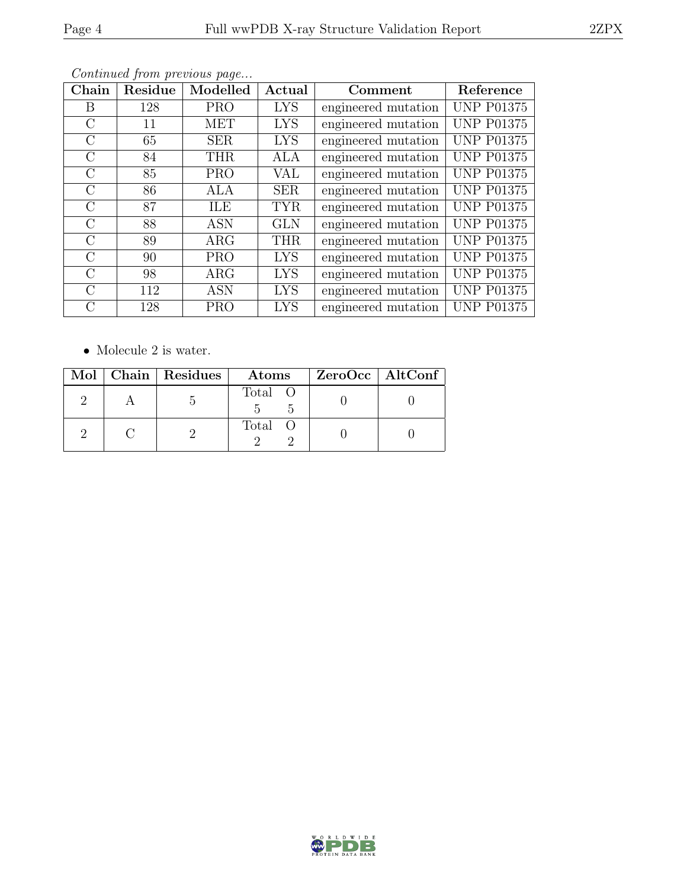*Continued from previous page...*

| Chain | Residue | Modelled | Actual | Comment | Reference |
|---|---|---|---|---|---|
| B | 128 | PRO | LYS | engineered mutation | UNP P01375 |
| C | 11 | MET | LYS | engineered mutation | UNP P01375 |
| C | 65 | SER | LYS | engineered mutation | UNP P01375 |
| C | 84 | THR | ALA | engineered mutation | UNP P01375 |
| C | 85 | PRO | VAL | engineered mutation | UNP P01375 |
| C | 86 | ALA | SER | engineered mutation | UNP P01375 |
| C | 87 | ILE | TYR | engineered mutation | UNP P01375 |
| C | 88 | ASN | GLN | engineered mutation | UNP P01375 |
| C | 89 | ARG | THR | engineered mutation | UNP P01375 |
| C | 90 | PRO | LYS | engineered mutation | UNP P01375 |
| C | 98 | ARG | LYS | engineered mutation | UNP P01375 |
| C | 112 | ASN | LYS | engineered mutation | UNP P01375 |
| C | 128 | PRO | LYS | engineered mutation | UNP P01375 |

- Molecule 2 is water.

| Mol | Chain | Residues | Atoms | ZeroOcc | AltConf |
|---|---|---|---|---|---|
| 2 | A | 5 | Total O<br>5 5 | 0 | 0 |
| 2 | C | 2 | Total O<br>2 2 | 0 | 0 |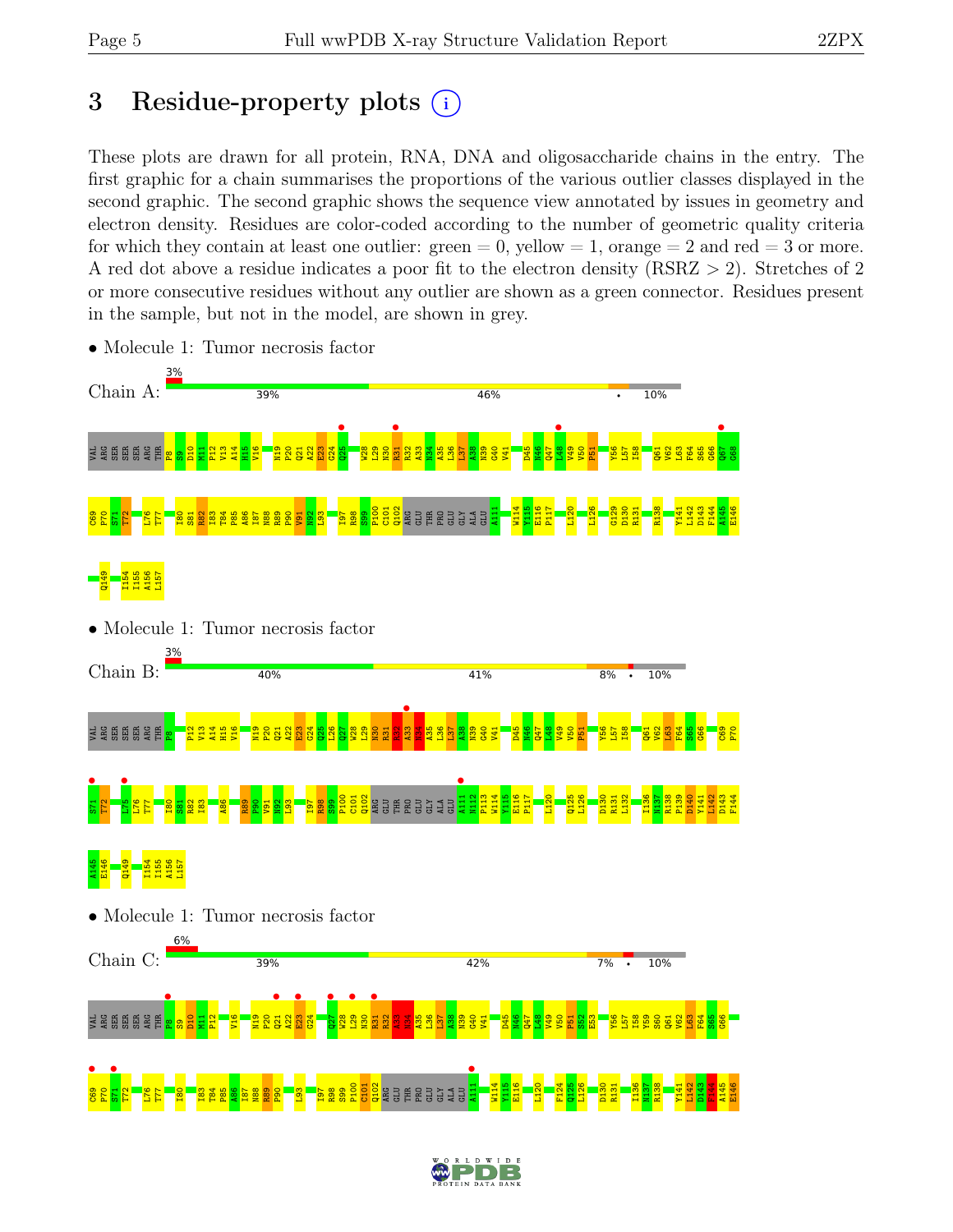# 3 Residue-property plots

These plots are drawn for all protein, RNA, DNA and oligosaccharide chains in the entry. The first graphic for a chain summarises the proportions of the various outlier classes displayed in the second graphic. The second graphic shows the sequence view annotated by issues in geometry and electron density. Residues are color-coded according to the number of geometric quality criteria for which they contain at least one outlier: green = 0, yellow = 1, orange = 2 and red = 3 or more. A red dot above a residue indicates a poor fit to the electron density (RSRZ > 2). Stretches of 2 or more consecutive residues without any outlier are shown as a green connector. Residues present in the sample, but not in the model, are shown in grey.

- Molecule 1: Tumor necrosis factor

Chain A: 3% | 39% | 46% | • | 10%

VAL ARG SER SER SER ARG THR P8 S9 D10 M11 P12 V13 A14 H15 V16 N19 P20 Q21 A22 E23 G24 Q25 W28 L29 N30 R31 R32 A33 N34 A35 L36 L37 A38 N39 G40 V41 D45 N46 Q47 L48 V49 V50 P51 Y56 L57 I58 Q61 V62 L63 F64 S65 G66 Q67 G68 C69 P70 S71 T72 L76 T77 I80 S81 R82 I83 T84 P85 A86 I87 N88 R89 P90 V91 N92 L93 I97 R98 S99 P100 C101 Q102 ARG GLU THR PRO GLU GLY ALA GLU A111 W114 Y115 E116 P117 L120 L126 G129 D130 R131 R138 Y141 L142 D143 F144 A145 E146 Q149 I154 I155 A156 L157

- Molecule 1: Tumor necrosis factor

Chain B: 3% | 40% | 41% | 8% | • | 10%

VAL ARG SER SER SER ARG THR P8 P12 V13 A14 H15 V16 N19 P20 Q21 A22 E23 G24 Q25 L26 Q27 W28 L29 N30 R31 R32 A33 N34 A35 L36 L37 A38 N39 G40 V41 D45 N46 Q47 L48 V49 V50 P51 Y56 L57 I58 Q61 V62 L63 F64 S65 G66 C69 P70 S71 T72 L75 L76 T77 I80 S81 R82 I83 A86 R89 P90 V91 N92 L93 I97 R98 S99 P100 C101 Q102 ARG GLU THR PRO GLU GLY ALA GLU A111 N112 P113 W114 Y115 E116 P117 L120 Q125 L126 D130 R131 L132 I136 N137 R138 P139 D140 Y141 L142 D143 F144 A145 E146 Q149 I154 I155 A156 L157

- Molecule 1: Tumor necrosis factor

Chain C: 6% | 39% | 42% | 7% | • | 10%

VAL ARG SER SER SER ARG THR P8 S9 D10 M11 P12 V16 N19 P20 Q21 A22 E23 G24 Q27 W28 L29 N30 R31 R32 A33 N34 A35 L36 L37 A38 N39 G40 V41 D45 N46 Q47 L48 V49 V50 P51 S52 E53 Y56 L57 I58 Y59 S60 Q61 V62 L63 F64 S65 G66 C69 P70 S71 T72 L76 T77 I80 I83 T84 P85 A86 I87 N88 R89 P90 L93 I97 R98 S99 P100 C101 Q102 ARG GLU THR PRO GLU GLY ALA GLU A111 W114 Y115 E116 L120 F124 Q125 L126 D130 R131 I136 N137 R138 Y141 L142 D143 F144 A145 E146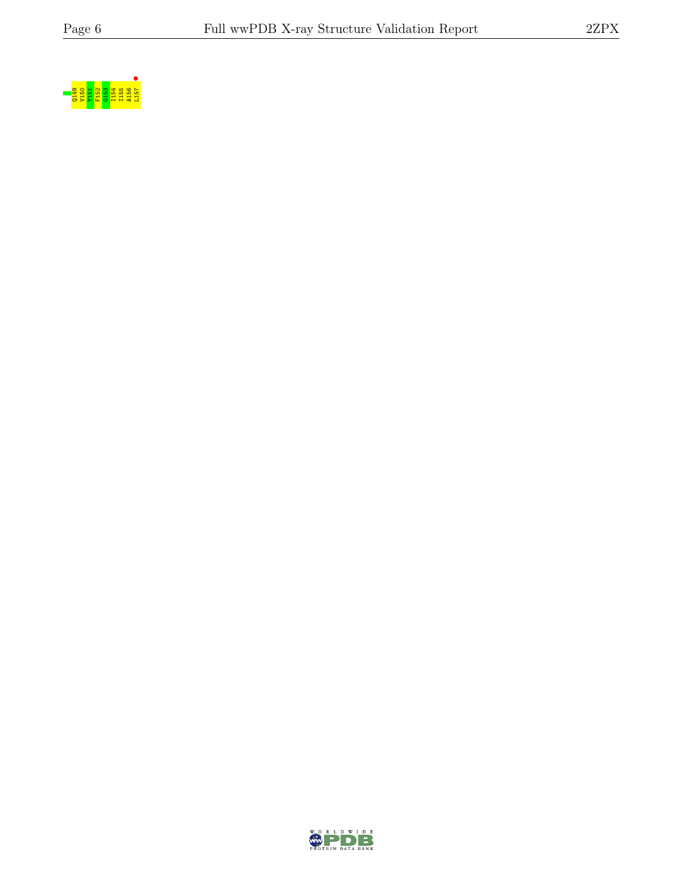Q149 V150 Y151 F152 G153 I154 I155 A156 L157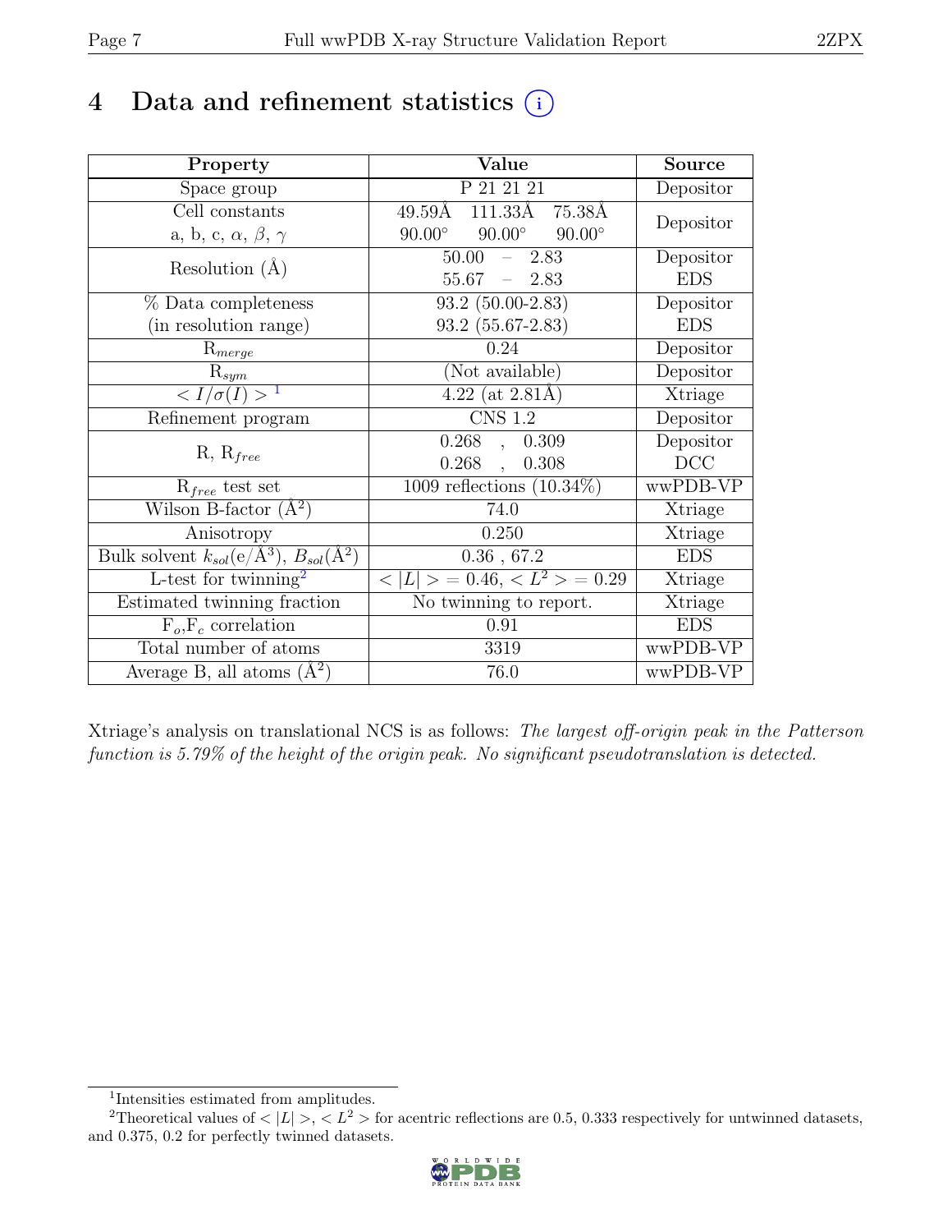# 4 Data and refinement statistics

| Property | Value | Source |
|---|---|---|
| Space group | P 21 21 21 | Depositor |
| Cell constants<br>a, b, c, $\alpha$, $\beta$, $\gamma$ | 49.59Å 111.33Å 75.38Å<br>90.00° 90.00° 90.00° | Depositor |
| Resolution (Å) | 50.00 – 2.83<br>55.67 – 2.83 | Depositor<br>EDS |
| % Data completeness<br>(in resolution range) | 93.2 (50.00-2.83)<br>93.2 (55.67-2.83) | Depositor<br>EDS |
| $R_{merge}$ | 0.24 | Depositor |
| $R_{sym}$ | (Not available) | Depositor |
| $< I/\sigma(I) >$ [1] | 4.22 (at 2.81Å) | Xtriage |
| Refinement program | CNS 1.2 | Depositor |
| R, $R_{free}$ | 0.268 , 0.309<br>0.268 , 0.308 | Depositor<br>DCC |
| $R_{free}$ test set | 1009 reflections (10.34%) | wwPDB-VP |
| Wilson B-factor (Å$^2$) | 74.0 | Xtriage |
| Anisotropy | 0.250 | Xtriage |
| Bulk solvent $k_{sol}$(e/Å$^3$), $B_{sol}$(Å$^2$) | 0.36 , 67.2 | EDS |
| L-test for twinning[2] | $< \|L\| > = 0.46$, $< L^2 > = 0.29$ | Xtriage |
| Estimated twinning fraction | No twinning to report. | Xtriage |
| $F_o$,$F_c$ correlation | 0.91 | EDS |
| Total number of atoms | 3319 | wwPDB-VP |
| Average B, all atoms (Å$^2$) | 76.0 | wwPDB-VP |

Xtriage's analysis on translational NCS is as follows: *The largest off-origin peak in the Patterson function is 5.79% of the height of the origin peak. No significant pseudotranslation is detected.*

[1] Intensities estimated from amplitudes.

[2] Theoretical values of $< |L| >$, $< L^2 >$ for acentric reflections are 0.5, 0.333 respectively for untwinned datasets, and 0.375, 0.2 for perfectly twinned datasets.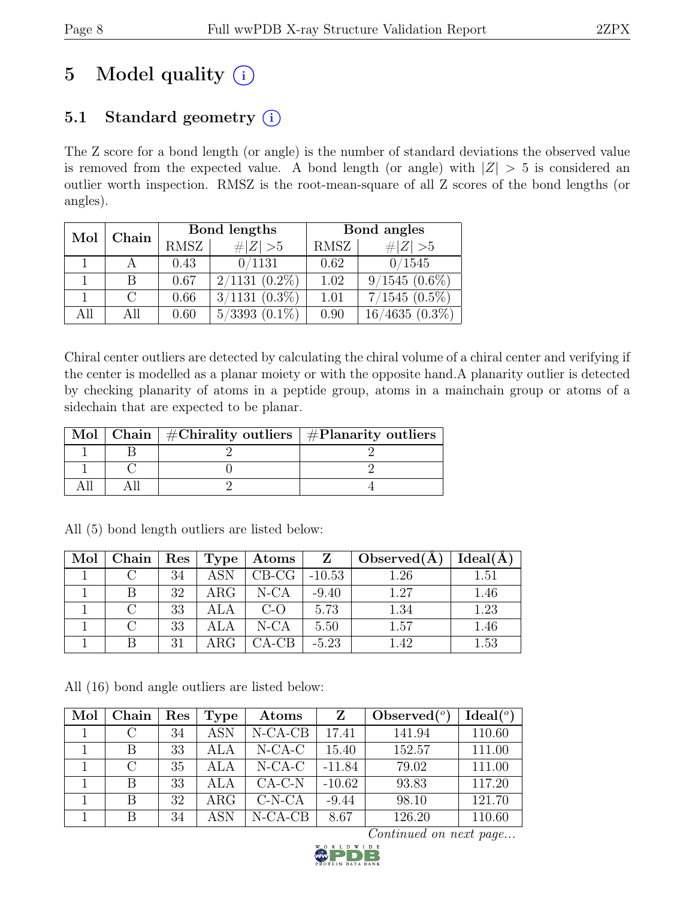# 5 Model quality (i)

## 5.1 Standard geometry (i)

The Z score for a bond length (or angle) is the number of standard deviations the observed value is removed from the expected value. A bond length (or angle) with $|Z| > 5$ is considered an outlier worth inspection. RMSZ is the root-mean-square of all Z scores of the bond lengths (or angles).

| Mol | Chain | Bond lengths | | Bond angles | |
|---|---|---|---|---|---|
| | | RMSZ | $\#|Z| > 5$ | RMSZ | $\#|Z| > 5$ |
| 1 | A | 0.43 | 0/1131 | 0.62 | 0/1545 |
| 1 | B | 0.67 | 2/1131 (0.2%) | 1.02 | 9/1545 (0.6%) |
| 1 | C | 0.66 | 3/1131 (0.3%) | 1.01 | 7/1545 (0.5%) |
| All | All | 0.60 | 5/3393 (0.1%) | 0.90 | 16/4635 (0.3%) |

Chiral center outliers are detected by calculating the chiral volume of a chiral center and verifying if the center is modelled as a planar moiety or with the opposite hand.A planarity outlier is detected by checking planarity of atoms in a peptide group, atoms in a mainchain group or atoms of a sidechain that are expected to be planar.

| Mol | Chain | #Chirality outliers | #Planarity outliers |
|---|---|---|---|
| 1 | B | 2 | 2 |
| 1 | C | 0 | 2 |
| All | All | 2 | 4 |

All (5) bond length outliers are listed below:

| Mol | Chain | Res | Type | Atoms | Z | Observed(Å) | Ideal(Å) |
|---|---|---|---|---|---|---|---|
| 1 | C | 34 | ASN | CB-CG | -10.53 | 1.26 | 1.51 |
| 1 | B | 32 | ARG | N-CA | -9.40 | 1.27 | 1.46 |
| 1 | C | 33 | ALA | C-O | 5.73 | 1.34 | 1.23 |
| 1 | C | 33 | ALA | N-CA | 5.50 | 1.57 | 1.46 |
| 1 | B | 31 | ARG | CA-CB | -5.23 | 1.42 | 1.53 |

All (16) bond angle outliers are listed below:

| Mol | Chain | Res | Type | Atoms | Z | Observed($^o$) | Ideal($^o$) |
|---|---|---|---|---|---|---|---|
| 1 | C | 34 | ASN | N-CA-CB | 17.41 | 141.94 | 110.60 |
| 1 | B | 33 | ALA | N-CA-C | 15.40 | 152.57 | 111.00 |
| 1 | C | 35 | ALA | N-CA-C | -11.84 | 79.02 | 111.00 |
| 1 | B | 33 | ALA | CA-C-N | -10.62 | 93.83 | 117.20 |
| 1 | B | 32 | ARG | C-N-CA | -9.44 | 98.10 | 121.70 |
| 1 | B | 34 | ASN | N-CA-CB | 8.67 | 126.20 | 110.60 |

*Continued on next page...*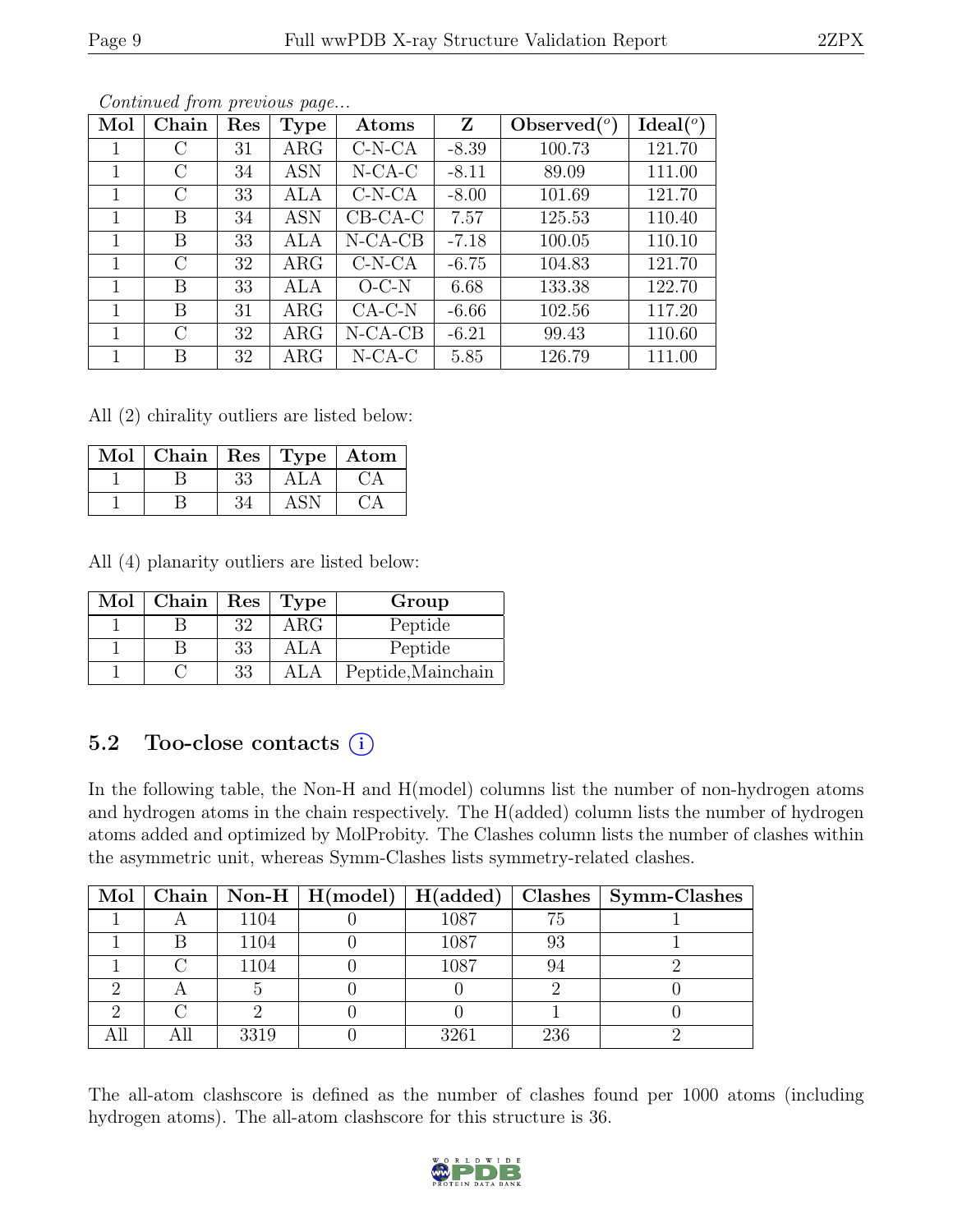*Continued from previous page...*

| Mol | Chain | Res | Type | Atoms | Z | Observed(°) | Ideal(°) |
|---|---|---|---|---|---|---|---|
| 1 | C | 31 | ARG | C-N-CA | -8.39 | 100.73 | 121.70 |
| 1 | C | 34 | ASN | N-CA-C | -8.11 | 89.09 | 111.00 |
| 1 | C | 33 | ALA | C-N-CA | -8.00 | 101.69 | 121.70 |
| 1 | B | 34 | ASN | CB-CA-C | 7.57 | 125.53 | 110.40 |
| 1 | B | 33 | ALA | N-CA-CB | -7.18 | 100.05 | 110.10 |
| 1 | C | 32 | ARG | C-N-CA | -6.75 | 104.83 | 121.70 |
| 1 | B | 33 | ALA | O-C-N | 6.68 | 133.38 | 122.70 |
| 1 | B | 31 | ARG | CA-C-N | -6.66 | 102.56 | 117.20 |
| 1 | C | 32 | ARG | N-CA-CB | -6.21 | 99.43 | 110.60 |
| 1 | B | 32 | ARG | N-CA-C | 5.85 | 126.79 | 111.00 |

All (2) chirality outliers are listed below:

| Mol | Chain | Res | Type | Atom |
|---|---|---|---|---|
| 1 | B | 33 | ALA | CA |
| 1 | B | 34 | ASN | CA |

All (4) planarity outliers are listed below:

| Mol | Chain | Res | Type | Group |
|---|---|---|---|---|
| 1 | B | 32 | ARG | Peptide |
| 1 | B | 33 | ALA | Peptide |
| 1 | C | 33 | ALA | Peptide,Mainchain |

## 5.2 Too-close contacts (i)

In the following table, the Non-H and H(model) columns list the number of non-hydrogen atoms and hydrogen atoms in the chain respectively. The H(added) column lists the number of hydrogen atoms added and optimized by MolProbity. The Clashes column lists the number of clashes within the asymmetric unit, whereas Symm-Clashes lists symmetry-related clashes.

| Mol | Chain | Non-H | H(model) | H(added) | Clashes | Symm-Clashes |
|---|---|---|---|---|---|---|
| 1 | A | 1104 | 0 | 1087 | 75 | 1 |
| 1 | B | 1104 | 0 | 1087 | 93 | 1 |
| 1 | C | 1104 | 0 | 1087 | 94 | 2 |
| 2 | A | 5 | 0 | 0 | 2 | 0 |
| 2 | C | 2 | 0 | 0 | 1 | 0 |
| All | All | 3319 | 0 | 3261 | 236 | 2 |

The all-atom clashscore is defined as the number of clashes found per 1000 atoms (including hydrogen atoms). The all-atom clashscore for this structure is 36.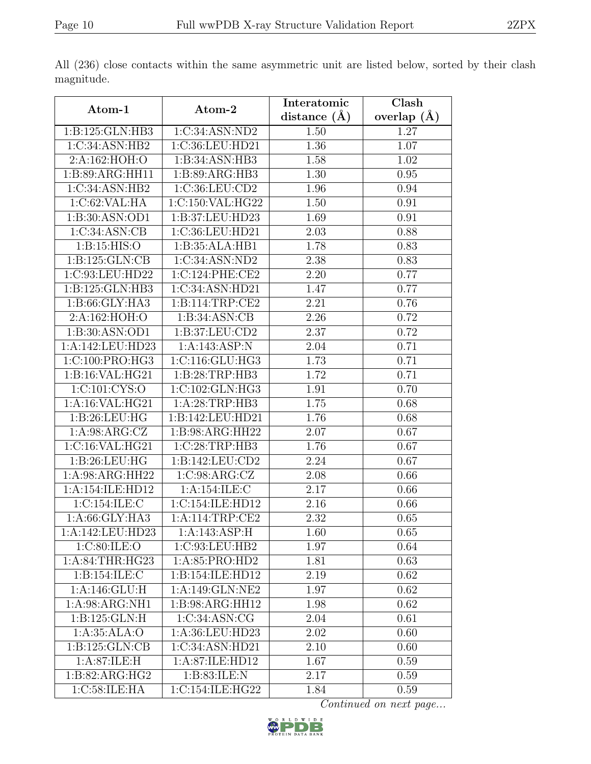All (236) close contacts within the same asymmetric unit are listed below, sorted by their clash magnitude.

| Atom-1 | Atom-2 | Interatomic distance (Å) | Clash overlap (Å) |
|---|---|---|---|
| 1:B:125:GLN:HB3 | 1:C:34:ASN:ND2 | 1.50 | 1.27 |
| 1:C:34:ASN:HB2 | 1:C:36:LEU:HD21 | 1.36 | 1.07 |
| 2:A:162:HOH:O | 1:B:34:ASN:HB3 | 1.58 | 1.02 |
| 1:B:89:ARG:HH11 | 1:B:89:ARG:HB3 | 1.30 | 0.95 |
| 1:C:34:ASN:HB2 | 1:C:36:LEU:CD2 | 1.96 | 0.94 |
| 1:C:62:VAL:HA | 1:C:150:VAL:HG22 | 1.50 | 0.91 |
| 1:B:30:ASN:OD1 | 1:B:37:LEU:HD23 | 1.69 | 0.91 |
| 1:C:34:ASN:CB | 1:C:36:LEU:HD21 | 2.03 | 0.88 |
| 1:B:15:HIS:O | 1:B:35:ALA:HB1 | 1.78 | 0.83 |
| 1:B:125:GLN:CB | 1:C:34:ASN:ND2 | 2.38 | 0.83 |
| 1:C:93:LEU:HD22 | 1:C:124:PHE:CE2 | 2.20 | 0.77 |
| 1:B:125:GLN:HB3 | 1:C:34:ASN:HD21 | 1.47 | 0.77 |
| 1:B:66:GLY:HA3 | 1:B:114:TRP:CE2 | 2.21 | 0.76 |
| 2:A:162:HOH:O | 1:B:34:ASN:CB | 2.26 | 0.72 |
| 1:B:30:ASN:OD1 | 1:B:37:LEU:CD2 | 2.37 | 0.72 |
| 1:A:142:LEU:HD23 | 1:A:143:ASP:N | 2.04 | 0.71 |
| 1:C:100:PRO:HG3 | 1:C:116:GLU:HG3 | 1.73 | 0.71 |
| 1:B:16:VAL:HG21 | 1:B:28:TRP:HB3 | 1.72 | 0.71 |
| 1:C:101:CYS:O | 1:C:102:GLN:HG3 | 1.91 | 0.70 |
| 1:A:16:VAL:HG21 | 1:A:28:TRP:HB3 | 1.75 | 0.68 |
| 1:B:26:LEU:HG | 1:B:142:LEU:HD21 | 1.76 | 0.68 |
| 1:A:98:ARG:CZ | 1:B:98:ARG:HH22 | 2.07 | 0.67 |
| 1:C:16:VAL:HG21 | 1:C:28:TRP:HB3 | 1.76 | 0.67 |
| 1:B:26:LEU:HG | 1:B:142:LEU:CD2 | 2.24 | 0.67 |
| 1:A:98:ARG:HH22 | 1:C:98:ARG:CZ | 2.08 | 0.66 |
| 1:A:154:ILE:HD12 | 1:A:154:ILE:C | 2.17 | 0.66 |
| 1:C:154:ILE:C | 1:C:154:ILE:HD12 | 2.16 | 0.66 |
| 1:A:66:GLY:HA3 | 1:A:114:TRP:CE2 | 2.32 | 0.65 |
| 1:A:142:LEU:HD23 | 1:A:143:ASP:H | 1.60 | 0.65 |
| 1:C:80:ILE:O | 1:C:93:LEU:HB2 | 1.97 | 0.64 |
| 1:A:84:THR:HG23 | 1:A:85:PRO:HD2 | 1.81 | 0.63 |
| 1:B:154:ILE:C | 1:B:154:ILE:HD12 | 2.19 | 0.62 |
| 1:A:146:GLU:H | 1:A:149:GLN:NE2 | 1.97 | 0.62 |
| 1:A:98:ARG:NH1 | 1:B:98:ARG:HH12 | 1.98 | 0.62 |
| 1:B:125:GLN:H | 1:C:34:ASN:CG | 2.04 | 0.61 |
| 1:A:35:ALA:O | 1:A:36:LEU:HD23 | 2.02 | 0.60 |
| 1:B:125:GLN:CB | 1:C:34:ASN:HD21 | 2.10 | 0.60 |
| 1:A:87:ILE:H | 1:A:87:ILE:HD12 | 1.67 | 0.59 |
| 1:B:82:ARG:HG2 | 1:B:83:ILE:N | 2.17 | 0.59 |
| 1:C:58:ILE:HA | 1:C:154:ILE:HG22 | 1.84 | 0.59 |

*Continued on next page...*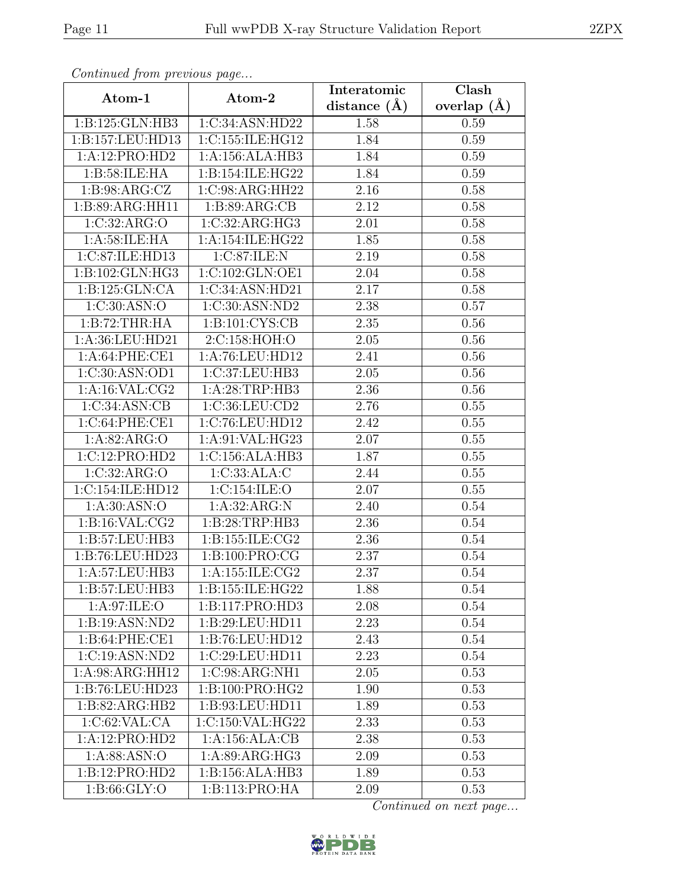*Continued from previous page...*

| Atom-1 | Atom-2 | Interatomic distance (Å) | Clash overlap (Å) |
|---|---|---|---|
| 1:B:125:GLN:HB3 | 1:C:34:ASN:HD22 | 1.58 | 0.59 |
| 1:B:157:LEU:HD13 | 1:C:155:ILE:HG12 | 1.84 | 0.59 |
| 1:A:12:PRO:HD2 | 1:A:156:ALA:HB3 | 1.84 | 0.59 |
| 1:B:58:ILE:HA | 1:B:154:ILE:HG22 | 1.84 | 0.59 |
| 1:B:98:ARG:CZ | 1:C:98:ARG:HH22 | 2.16 | 0.58 |
| 1:B:89:ARG:HH11 | 1:B:89:ARG:CB | 2.12 | 0.58 |
| 1:C:32:ARG:O | 1:C:32:ARG:HG3 | 2.01 | 0.58 |
| 1:A:58:ILE:HA | 1:A:154:ILE:HG22 | 1.85 | 0.58 |
| 1:C:87:ILE:HD13 | 1:C:87:ILE:N | 2.19 | 0.58 |
| 1:B:102:GLN:HG3 | 1:C:102:GLN:OE1 | 2.04 | 0.58 |
| 1:B:125:GLN:CA | 1:C:34:ASN:HD21 | 2.17 | 0.58 |
| 1:C:30:ASN:O | 1:C:30:ASN:ND2 | 2.38 | 0.57 |
| 1:B:72:THR:HA | 1:B:101:CYS:CB | 2.35 | 0.56 |
| 1:A:36:LEU:HD21 | 2:C:158:HOH:O | 2.05 | 0.56 |
| 1:A:64:PHE:CE1 | 1:A:76:LEU:HD12 | 2.41 | 0.56 |
| 1:C:30:ASN:OD1 | 1:C:37:LEU:HB3 | 2.05 | 0.56 |
| 1:A:16:VAL:CG2 | 1:A:28:TRP:HB3 | 2.36 | 0.56 |
| 1:C:34:ASN:CB | 1:C:36:LEU:CD2 | 2.76 | 0.55 |
| 1:C:64:PHE:CE1 | 1:C:76:LEU:HD12 | 2.42 | 0.55 |
| 1:A:82:ARG:O | 1:A:91:VAL:HG23 | 2.07 | 0.55 |
| 1:C:12:PRO:HD2 | 1:C:156:ALA:HB3 | 1.87 | 0.55 |
| 1:C:32:ARG:O | 1:C:33:ALA:C | 2.44 | 0.55 |
| 1:C:154:ILE:HD12 | 1:C:154:ILE:O | 2.07 | 0.55 |
| 1:A:30:ASN:O | 1:A:32:ARG:N | 2.40 | 0.54 |
| 1:B:16:VAL:CG2 | 1:B:28:TRP:HB3 | 2.36 | 0.54 |
| 1:B:57:LEU:HB3 | 1:B:155:ILE:CG2 | 2.36 | 0.54 |
| 1:B:76:LEU:HD23 | 1:B:100:PRO:CG | 2.37 | 0.54 |
| 1:A:57:LEU:HB3 | 1:A:155:ILE:CG2 | 2.37 | 0.54 |
| 1:B:57:LEU:HB3 | 1:B:155:ILE:HG22 | 1.88 | 0.54 |
| 1:A:97:ILE:O | 1:B:117:PRO:HD3 | 2.08 | 0.54 |
| 1:B:19:ASN:ND2 | 1:B:29:LEU:HD11 | 2.23 | 0.54 |
| 1:B:64:PHE:CE1 | 1:B:76:LEU:HD12 | 2.43 | 0.54 |
| 1:C:19:ASN:ND2 | 1:C:29:LEU:HD11 | 2.23 | 0.54 |
| 1:A:98:ARG:HH12 | 1:C:98:ARG:NH1 | 2.05 | 0.53 |
| 1:B:76:LEU:HD23 | 1:B:100:PRO:HG2 | 1.90 | 0.53 |
| 1:B:82:ARG:HB2 | 1:B:93:LEU:HD11 | 1.89 | 0.53 |
| 1:C:62:VAL:CA | 1:C:150:VAL:HG22 | 2.33 | 0.53 |
| 1:A:12:PRO:HD2 | 1:A:156:ALA:CB | 2.38 | 0.53 |
| 1:A:88:ASN:O | 1:A:89:ARG:HG3 | 2.09 | 0.53 |
| 1:B:12:PRO:HD2 | 1:B:156:ALA:HB3 | 1.89 | 0.53 |
| 1:B:66:GLY:O | 1:B:113:PRO:HA | 2.09 | 0.53 |

*Continued on next page...*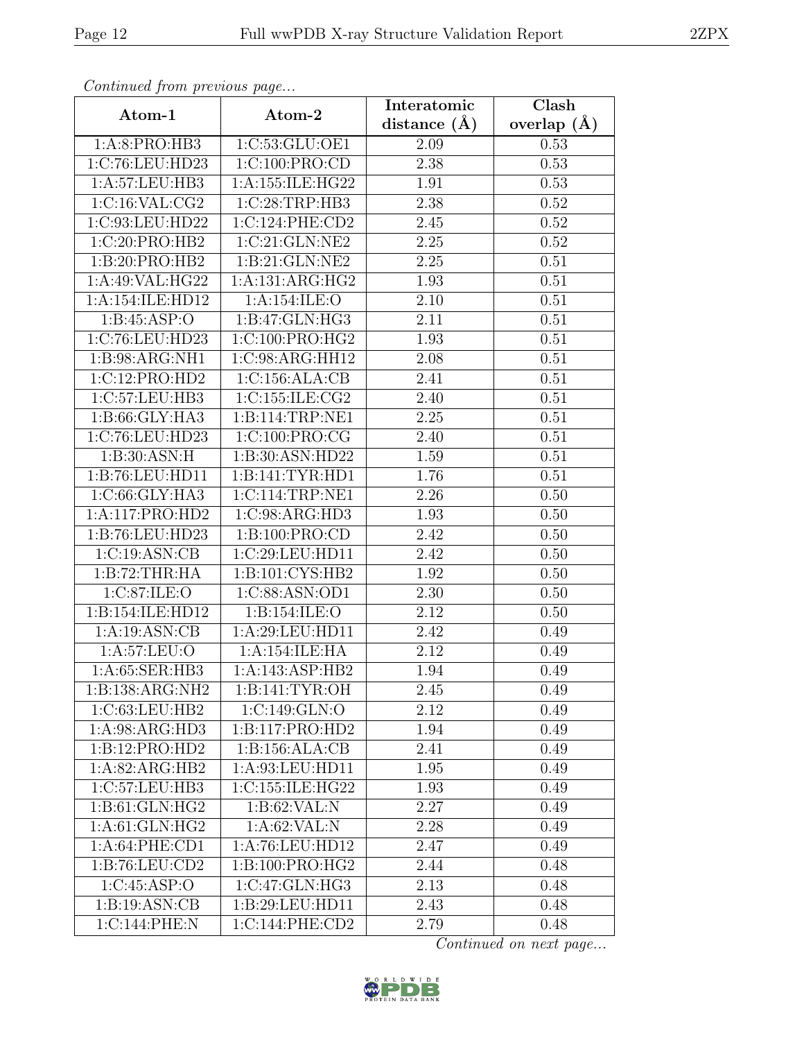*Continued from previous page...*

| Atom-1 | Atom-2 | Interatomic distance (Å) | Clash overlap (Å) |
|---|---|---|---|
| 1:A:8:PRO:HB3 | 1:C:53:GLU:OE1 | 2.09 | 0.53 |
| 1:C:76:LEU:HD23 | 1:C:100:PRO:CD | 2.38 | 0.53 |
| 1:A:57:LEU:HB3 | 1:A:155:ILE:HG22 | 1.91 | 0.53 |
| 1:C:16:VAL:CG2 | 1:C:28:TRP:HB3 | 2.38 | 0.52 |
| 1:C:93:LEU:HD22 | 1:C:124:PHE:CD2 | 2.45 | 0.52 |
| 1:C:20:PRO:HB2 | 1:C:21:GLN:NE2 | 2.25 | 0.52 |
| 1:B:20:PRO:HB2 | 1:B:21:GLN:NE2 | 2.25 | 0.51 |
| 1:A:49:VAL:HG22 | 1:A:131:ARG:HG2 | 1.93 | 0.51 |
| 1:A:154:ILE:HD12 | 1:A:154:ILE:O | 2.10 | 0.51 |
| 1:B:45:ASP:O | 1:B:47:GLN:HG3 | 2.11 | 0.51 |
| 1:C:76:LEU:HD23 | 1:C:100:PRO:HG2 | 1.93 | 0.51 |
| 1:B:98:ARG:NH1 | 1:C:98:ARG:HH12 | 2.08 | 0.51 |
| 1:C:12:PRO:HD2 | 1:C:156:ALA:CB | 2.41 | 0.51 |
| 1:C:57:LEU:HB3 | 1:C:155:ILE:CG2 | 2.40 | 0.51 |
| 1:B:66:GLY:HA3 | 1:B:114:TRP:NE1 | 2.25 | 0.51 |
| 1:C:76:LEU:HD23 | 1:C:100:PRO:CG | 2.40 | 0.51 |
| 1:B:30:ASN:H | 1:B:30:ASN:HD22 | 1.59 | 0.51 |
| 1:B:76:LEU:HD11 | 1:B:141:TYR:HD1 | 1.76 | 0.51 |
| 1:C:66:GLY:HA3 | 1:C:114:TRP:NE1 | 2.26 | 0.50 |
| 1:A:117:PRO:HD2 | 1:C:98:ARG:HD3 | 1.93 | 0.50 |
| 1:B:76:LEU:HD23 | 1:B:100:PRO:CD | 2.42 | 0.50 |
| 1:C:19:ASN:CB | 1:C:29:LEU:HD11 | 2.42 | 0.50 |
| 1:B:72:THR:HA | 1:B:101:CYS:HB2 | 1.92 | 0.50 |
| 1:C:87:ILE:O | 1:C:88:ASN:OD1 | 2.30 | 0.50 |
| 1:B:154:ILE:HD12 | 1:B:154:ILE:O | 2.12 | 0.50 |
| 1:A:19:ASN:CB | 1:A:29:LEU:HD11 | 2.42 | 0.49 |
| 1:A:57:LEU:O | 1:A:154:ILE:HA | 2.12 | 0.49 |
| 1:A:65:SER:HB3 | 1:A:143:ASP:HB2 | 1.94 | 0.49 |
| 1:B:138:ARG:NH2 | 1:B:141:TYR:OH | 2.45 | 0.49 |
| 1:C:63:LEU:HB2 | 1:C:149:GLN:O | 2.12 | 0.49 |
| 1:A:98:ARG:HD3 | 1:B:117:PRO:HD2 | 1.94 | 0.49 |
| 1:B:12:PRO:HD2 | 1:B:156:ALA:CB | 2.41 | 0.49 |
| 1:A:82:ARG:HB2 | 1:A:93:LEU:HD11 | 1.95 | 0.49 |
| 1:C:57:LEU:HB3 | 1:C:155:ILE:HG22 | 1.93 | 0.49 |
| 1:B:61:GLN:HG2 | 1:B:62:VAL:N | 2.27 | 0.49 |
| 1:A:61:GLN:HG2 | 1:A:62:VAL:N | 2.28 | 0.49 |
| 1:A:64:PHE:CD1 | 1:A:76:LEU:HD12 | 2.47 | 0.49 |
| 1:B:76:LEU:CD2 | 1:B:100:PRO:HG2 | 2.44 | 0.48 |
| 1:C:45:ASP:O | 1:C:47:GLN:HG3 | 2.13 | 0.48 |
| 1:B:19:ASN:CB | 1:B:29:LEU:HD11 | 2.43 | 0.48 |
| 1:C:144:PHE:N | 1:C:144:PHE:CD2 | 2.79 | 0.48 |

*Continued on next page...*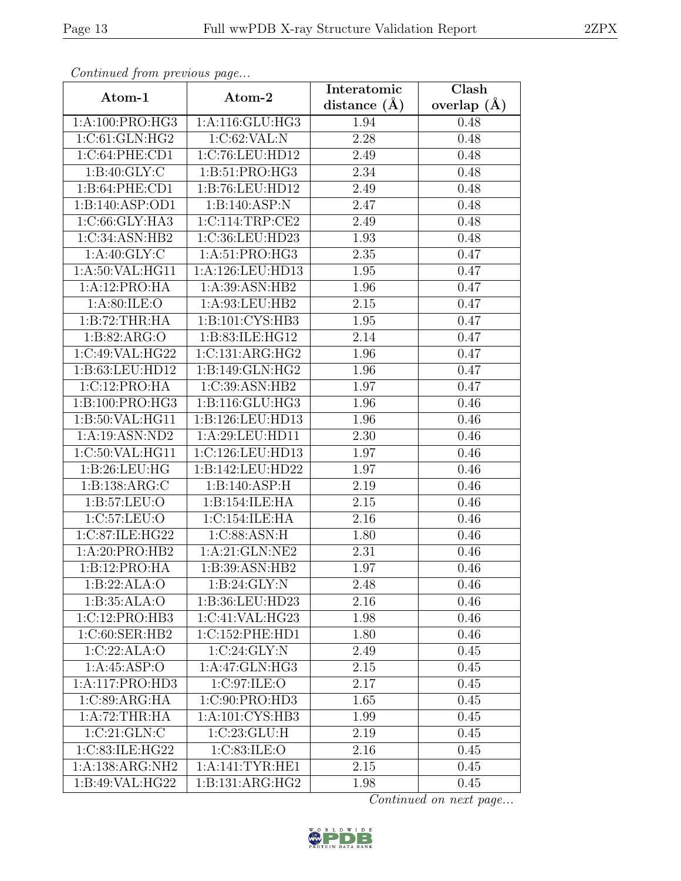*Continued from previous page...*

| Atom-1 | Atom-2 | Interatomic distance (Å) | Clash overlap (Å) |
|---|---|---|---|
| 1:A:100:PRO:HG3 | 1:A:116:GLU:HG3 | 1.94 | 0.48 |
| 1:C:61:GLN:HG2 | 1:C:62:VAL:N | 2.28 | 0.48 |
| 1:C:64:PHE:CD1 | 1:C:76:LEU:HD12 | 2.49 | 0.48 |
| 1:B:40:GLY:C | 1:B:51:PRO:HG3 | 2.34 | 0.48 |
| 1:B:64:PHE:CD1 | 1:B:76:LEU:HD12 | 2.49 | 0.48 |
| 1:B:140:ASP:OD1 | 1:B:140:ASP:N | 2.47 | 0.48 |
| 1:C:66:GLY:HA3 | 1:C:114:TRP:CE2 | 2.49 | 0.48 |
| 1:C:34:ASN:HB2 | 1:C:36:LEU:HD23 | 1.93 | 0.48 |
| 1:A:40:GLY:C | 1:A:51:PRO:HG3 | 2.35 | 0.47 |
| 1:A:50:VAL:HG11 | 1:A:126:LEU:HD13 | 1.95 | 0.47 |
| 1:A:12:PRO:HA | 1:A:39:ASN:HB2 | 1.96 | 0.47 |
| 1:A:80:ILE:O | 1:A:93:LEU:HB2 | 2.15 | 0.47 |
| 1:B:72:THR:HA | 1:B:101:CYS:HB3 | 1.95 | 0.47 |
| 1:B:82:ARG:O | 1:B:83:ILE:HG12 | 2.14 | 0.47 |
| 1:C:49:VAL:HG22 | 1:C:131:ARG:HG2 | 1.96 | 0.47 |
| 1:B:63:LEU:HD12 | 1:B:149:GLN:HG2 | 1.96 | 0.47 |
| 1:C:12:PRO:HA | 1:C:39:ASN:HB2 | 1.97 | 0.47 |
| 1:B:100:PRO:HG3 | 1:B:116:GLU:HG3 | 1.96 | 0.46 |
| 1:B:50:VAL:HG11 | 1:B:126:LEU:HD13 | 1.96 | 0.46 |
| 1:A:19:ASN:ND2 | 1:A:29:LEU:HD11 | 2.30 | 0.46 |
| 1:C:50:VAL:HG11 | 1:C:126:LEU:HD13 | 1.97 | 0.46 |
| 1:B:26:LEU:HG | 1:B:142:LEU:HD22 | 1.97 | 0.46 |
| 1:B:138:ARG:C | 1:B:140:ASP:H | 2.19 | 0.46 |
| 1:B:57:LEU:O | 1:B:154:ILE:HA | 2.15 | 0.46 |
| 1:C:57:LEU:O | 1:C:154:ILE:HA | 2.16 | 0.46 |
| 1:C:87:ILE:HG22 | 1:C:88:ASN:H | 1.80 | 0.46 |
| 1:A:20:PRO:HB2 | 1:A:21:GLN:NE2 | 2.31 | 0.46 |
| 1:B:12:PRO:HA | 1:B:39:ASN:HB2 | 1.97 | 0.46 |
| 1:B:22:ALA:O | 1:B:24:GLY:N | 2.48 | 0.46 |
| 1:B:35:ALA:O | 1:B:36:LEU:HD23 | 2.16 | 0.46 |
| 1:C:12:PRO:HB3 | 1:C:41:VAL:HG23 | 1.98 | 0.46 |
| 1:C:60:SER:HB2 | 1:C:152:PHE:HD1 | 1.80 | 0.46 |
| 1:C:22:ALA:O | 1:C:24:GLY:N | 2.49 | 0.45 |
| 1:A:45:ASP:O | 1:A:47:GLN:HG3 | 2.15 | 0.45 |
| 1:A:117:PRO:HD3 | 1:C:97:ILE:O | 2.17 | 0.45 |
| 1:C:89:ARG:HA | 1:C:90:PRO:HD3 | 1.65 | 0.45 |
| 1:A:72:THR:HA | 1:A:101:CYS:HB3 | 1.99 | 0.45 |
| 1:C:21:GLN:C | 1:C:23:GLU:H | 2.19 | 0.45 |
| 1:C:83:ILE:HG22 | 1:C:83:ILE:O | 2.16 | 0.45 |
| 1:A:138:ARG:NH2 | 1:A:141:TYR:HE1 | 2.15 | 0.45 |
| 1:B:49:VAL:HG22 | 1:B:131:ARG:HG2 | 1.98 | 0.45 |

*Continued on next page...*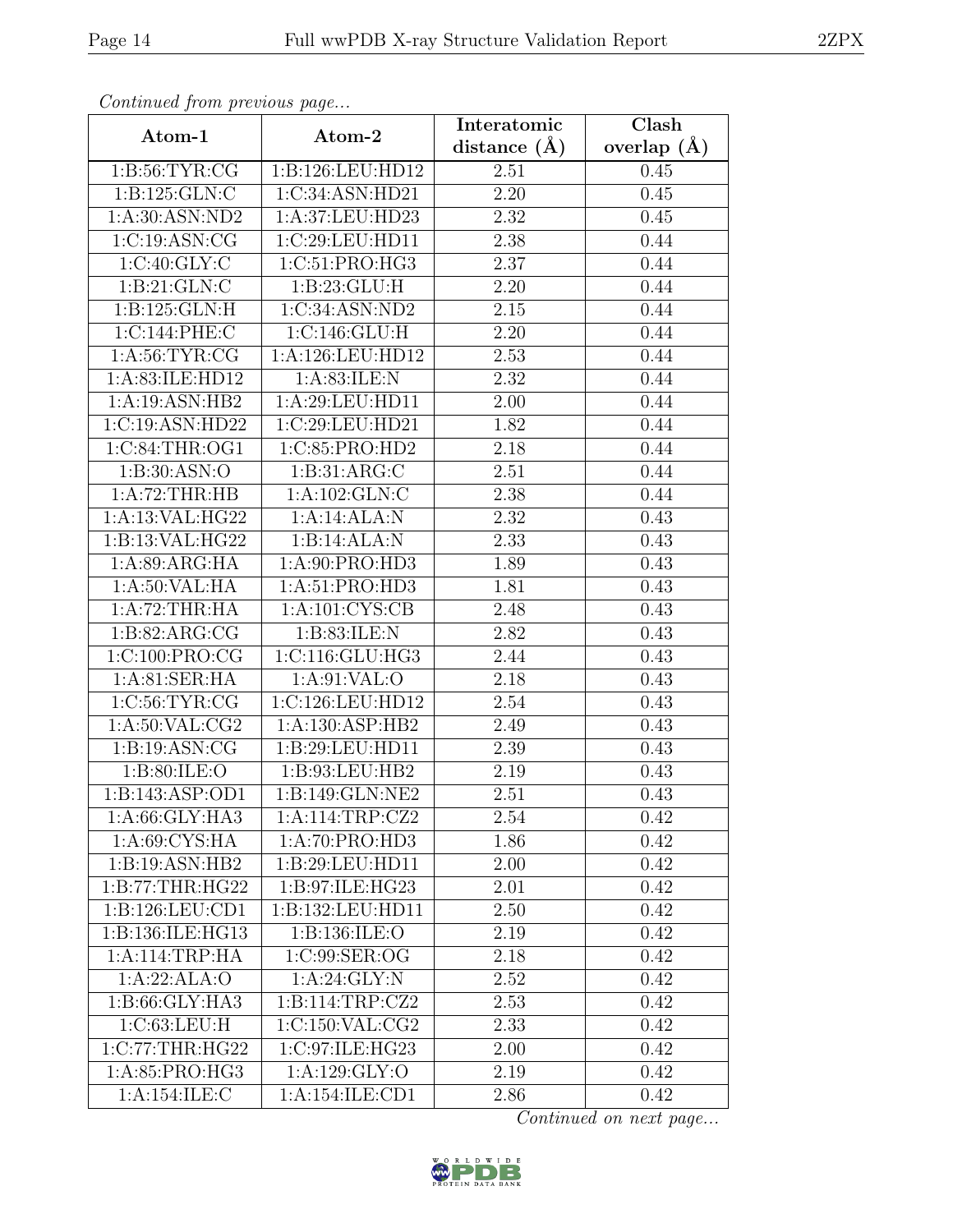*Continued from previous page...*

| Atom-1 | Atom-2 | Interatomic distance (Å) | Clash overlap (Å) |
|---|---|---|---|
| 1:B:56:TYR:CG | 1:B:126:LEU:HD12 | 2.51 | 0.45 |
| 1:B:125:GLN:C | 1:C:34:ASN:HD21 | 2.20 | 0.45 |
| 1:A:30:ASN:ND2 | 1:A:37:LEU:HD23 | 2.32 | 0.45 |
| 1:C:19:ASN:CG | 1:C:29:LEU:HD11 | 2.38 | 0.44 |
| 1:C:40:GLY:C | 1:C:51:PRO:HG3 | 2.37 | 0.44 |
| 1:B:21:GLN:C | 1:B:23:GLU:H | 2.20 | 0.44 |
| 1:B:125:GLN:H | 1:C:34:ASN:ND2 | 2.15 | 0.44 |
| 1:C:144:PHE:C | 1:C:146:GLU:H | 2.20 | 0.44 |
| 1:A:56:TYR:CG | 1:A:126:LEU:HD12 | 2.53 | 0.44 |
| 1:A:83:ILE:HD12 | 1:A:83:ILE:N | 2.32 | 0.44 |
| 1:A:19:ASN:HB2 | 1:A:29:LEU:HD11 | 2.00 | 0.44 |
| 1:C:19:ASN:HD22 | 1:C:29:LEU:HD21 | 1.82 | 0.44 |
| 1:C:84:THR:OG1 | 1:C:85:PRO:HD2 | 2.18 | 0.44 |
| 1:B:30:ASN:O | 1:B:31:ARG:C | 2.51 | 0.44 |
| 1:A:72:THR:HB | 1:A:102:GLN:C | 2.38 | 0.44 |
| 1:A:13:VAL:HG22 | 1:A:14:ALA:N | 2.32 | 0.43 |
| 1:B:13:VAL:HG22 | 1:B:14:ALA:N | 2.33 | 0.43 |
| 1:A:89:ARG:HA | 1:A:90:PRO:HD3 | 1.89 | 0.43 |
| 1:A:50:VAL:HA | 1:A:51:PRO:HD3 | 1.81 | 0.43 |
| 1:A:72:THR:HA | 1:A:101:CYS:CB | 2.48 | 0.43 |
| 1:B:82:ARG:CG | 1:B:83:ILE:N | 2.82 | 0.43 |
| 1:C:100:PRO:CG | 1:C:116:GLU:HG3 | 2.44 | 0.43 |
| 1:A:81:SER:HA | 1:A:91:VAL:O | 2.18 | 0.43 |
| 1:C:56:TYR:CG | 1:C:126:LEU:HD12 | 2.54 | 0.43 |
| 1:A:50:VAL:CG2 | 1:A:130:ASP:HB2 | 2.49 | 0.43 |
| 1:B:19:ASN:CG | 1:B:29:LEU:HD11 | 2.39 | 0.43 |
| 1:B:80:ILE:O | 1:B:93:LEU:HB2 | 2.19 | 0.43 |
| 1:B:143:ASP:OD1 | 1:B:149:GLN:NE2 | 2.51 | 0.43 |
| 1:A:66:GLY:HA3 | 1:A:114:TRP:CZ2 | 2.54 | 0.42 |
| 1:A:69:CYS:HA | 1:A:70:PRO:HD3 | 1.86 | 0.42 |
| 1:B:19:ASN:HB2 | 1:B:29:LEU:HD11 | 2.00 | 0.42 |
| 1:B:77:THR:HG22 | 1:B:97:ILE:HG23 | 2.01 | 0.42 |
| 1:B:126:LEU:CD1 | 1:B:132:LEU:HD11 | 2.50 | 0.42 |
| 1:B:136:ILE:HG13 | 1:B:136:ILE:O | 2.19 | 0.42 |
| 1:A:114:TRP:HA | 1:C:99:SER:OG | 2.18 | 0.42 |
| 1:A:22:ALA:O | 1:A:24:GLY:N | 2.52 | 0.42 |
| 1:B:66:GLY:HA3 | 1:B:114:TRP:CZ2 | 2.53 | 0.42 |
| 1:C:63:LEU:H | 1:C:150:VAL:CG2 | 2.33 | 0.42 |
| 1:C:77:THR:HG22 | 1:C:97:ILE:HG23 | 2.00 | 0.42 |
| 1:A:85:PRO:HG3 | 1:A:129:GLY:O | 2.19 | 0.42 |
| 1:A:154:ILE:C | 1:A:154:ILE:CD1 | 2.86 | 0.42 |

*Continued on next page...*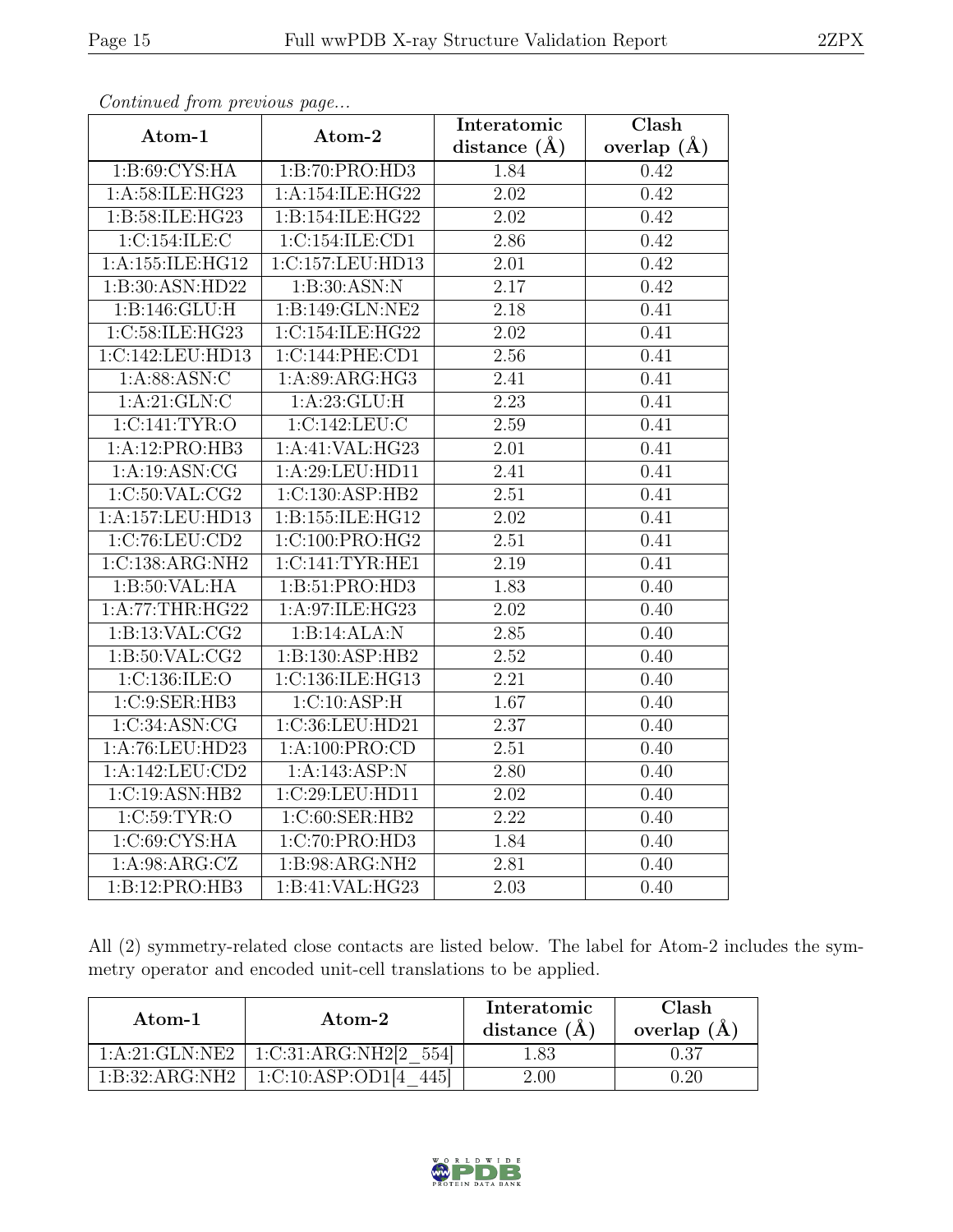*Continued from previous page...*

| Atom-1 | Atom-2 | Interatomic distance (Å) | Clash overlap (Å) |
|---|---|---|---|
| 1:B:69:CYS:HA | 1:B:70:PRO:HD3 | 1.84 | 0.42 |
| 1:A:58:ILE:HG23 | 1:A:154:ILE:HG22 | 2.02 | 0.42 |
| 1:B:58:ILE:HG23 | 1:B:154:ILE:HG22 | 2.02 | 0.42 |
| 1:C:154:ILE:C | 1:C:154:ILE:CD1 | 2.86 | 0.42 |
| 1:A:155:ILE:HG12 | 1:C:157:LEU:HD13 | 2.01 | 0.42 |
| 1:B:30:ASN:HD22 | 1:B:30:ASN:N | 2.17 | 0.42 |
| 1:B:146:GLU:H | 1:B:149:GLN:NE2 | 2.18 | 0.41 |
| 1:C:58:ILE:HG23 | 1:C:154:ILE:HG22 | 2.02 | 0.41 |
| 1:C:142:LEU:HD13 | 1:C:144:PHE:CD1 | 2.56 | 0.41 |
| 1:A:88:ASN:C | 1:A:89:ARG:HG3 | 2.41 | 0.41 |
| 1:A:21:GLN:C | 1:A:23:GLU:H | 2.23 | 0.41 |
| 1:C:141:TYR:O | 1:C:142:LEU:C | 2.59 | 0.41 |
| 1:A:12:PRO:HB3 | 1:A:41:VAL:HG23 | 2.01 | 0.41 |
| 1:A:19:ASN:CG | 1:A:29:LEU:HD11 | 2.41 | 0.41 |
| 1:C:50:VAL:CG2 | 1:C:130:ASP:HB2 | 2.51 | 0.41 |
| 1:A:157:LEU:HD13 | 1:B:155:ILE:HG12 | 2.02 | 0.41 |
| 1:C:76:LEU:CD2 | 1:C:100:PRO:HG2 | 2.51 | 0.41 |
| 1:C:138:ARG:NH2 | 1:C:141:TYR:HE1 | 2.19 | 0.41 |
| 1:B:50:VAL:HA | 1:B:51:PRO:HD3 | 1.83 | 0.40 |
| 1:A:77:THR:HG22 | 1:A:97:ILE:HG23 | 2.02 | 0.40 |
| 1:B:13:VAL:CG2 | 1:B:14:ALA:N | 2.85 | 0.40 |
| 1:B:50:VAL:CG2 | 1:B:130:ASP:HB2 | 2.52 | 0.40 |
| 1:C:136:ILE:O | 1:C:136:ILE:HG13 | 2.21 | 0.40 |
| 1:C:9:SER:HB3 | 1:C:10:ASP:H | 1.67 | 0.40 |
| 1:C:34:ASN:CG | 1:C:36:LEU:HD21 | 2.37 | 0.40 |
| 1:A:76:LEU:HD23 | 1:A:100:PRO:CD | 2.51 | 0.40 |
| 1:A:142:LEU:CD2 | 1:A:143:ASP:N | 2.80 | 0.40 |
| 1:C:19:ASN:HB2 | 1:C:29:LEU:HD11 | 2.02 | 0.40 |
| 1:C:59:TYR:O | 1:C:60:SER:HB2 | 2.22 | 0.40 |
| 1:C:69:CYS:HA | 1:C:70:PRO:HD3 | 1.84 | 0.40 |
| 1:A:98:ARG:CZ | 1:B:98:ARG:NH2 | 2.81 | 0.40 |
| 1:B:12:PRO:HB3 | 1:B:41:VAL:HG23 | 2.03 | 0.40 |

All (2) symmetry-related close contacts are listed below. The label for Atom-2 includes the symmetry operator and encoded unit-cell translations to be applied.

| Atom-1 | Atom-2 | Interatomic distance (Å) | Clash overlap (Å) |
|---|---|---|---|
| 1:A:21:GLN:NE2 | 1:C:31:ARG:NH2[2_554] | 1.83 | 0.37 |
| 1:B:32:ARG:NH2 | 1:C:10:ASP:OD1[4_445] | 2.00 | 0.20 |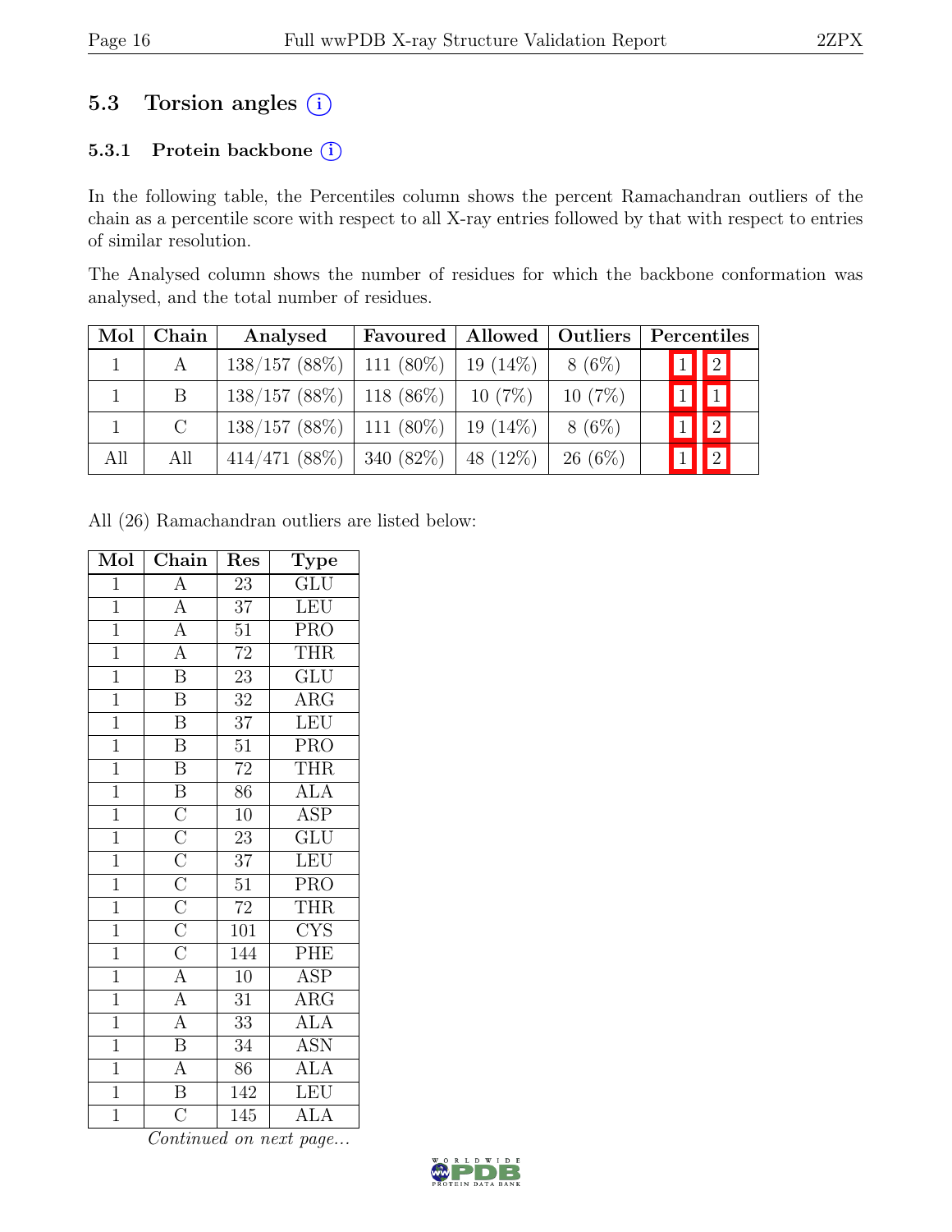## 5.3 Torsion angles (i)

### 5.3.1 Protein backbone (i)

In the following table, the Percentiles column shows the percent Ramachandran outliers of the chain as a percentile score with respect to all X-ray entries followed by that with respect to entries of similar resolution.

The Analysed column shows the number of residues for which the backbone conformation was analysed, and the total number of residues.

| Mol | Chain | Analysed | Favoured | Allowed | Outliers | Percentiles | |
|---|---|---|---|---|---|---|---|
| 1 | A | 138/157 (88%) | 111 (80%) | 19 (14%) | 8 (6%) | 1 | 2 |
| 1 | B | 138/157 (88%) | 118 (86%) | 10 (7%) | 10 (7%) | 1 | 1 |
| 1 | C | 138/157 (88%) | 111 (80%) | 19 (14%) | 8 (6%) | 1 | 2 |
| All | All | 414/471 (88%) | 340 (82%) | 48 (12%) | 26 (6%) | 1 | 2 |

All (26) Ramachandran outliers are listed below:

| Mol | Chain | Res | Type |
|---|---|---|---|
| 1 | A | 23 | GLU |
| 1 | A | 37 | LEU |
| 1 | A | 51 | PRO |
| 1 | A | 72 | THR |
| 1 | B | 23 | GLU |
| 1 | B | 32 | ARG |
| 1 | B | 37 | LEU |
| 1 | B | 51 | PRO |
| 1 | B | 72 | THR |
| 1 | B | 86 | ALA |
| 1 | C | 10 | ASP |
| 1 | C | 23 | GLU |
| 1 | C | 37 | LEU |
| 1 | C | 51 | PRO |
| 1 | C | 72 | THR |
| 1 | C | 101 | CYS |
| 1 | C | 144 | PHE |
| 1 | A | 10 | ASP |
| 1 | A | 31 | ARG |
| 1 | A | 33 | ALA |
| 1 | B | 34 | ASN |
| 1 | A | 86 | ALA |
| 1 | B | 142 | LEU |
| 1 | C | 145 | ALA |

*Continued on next page...*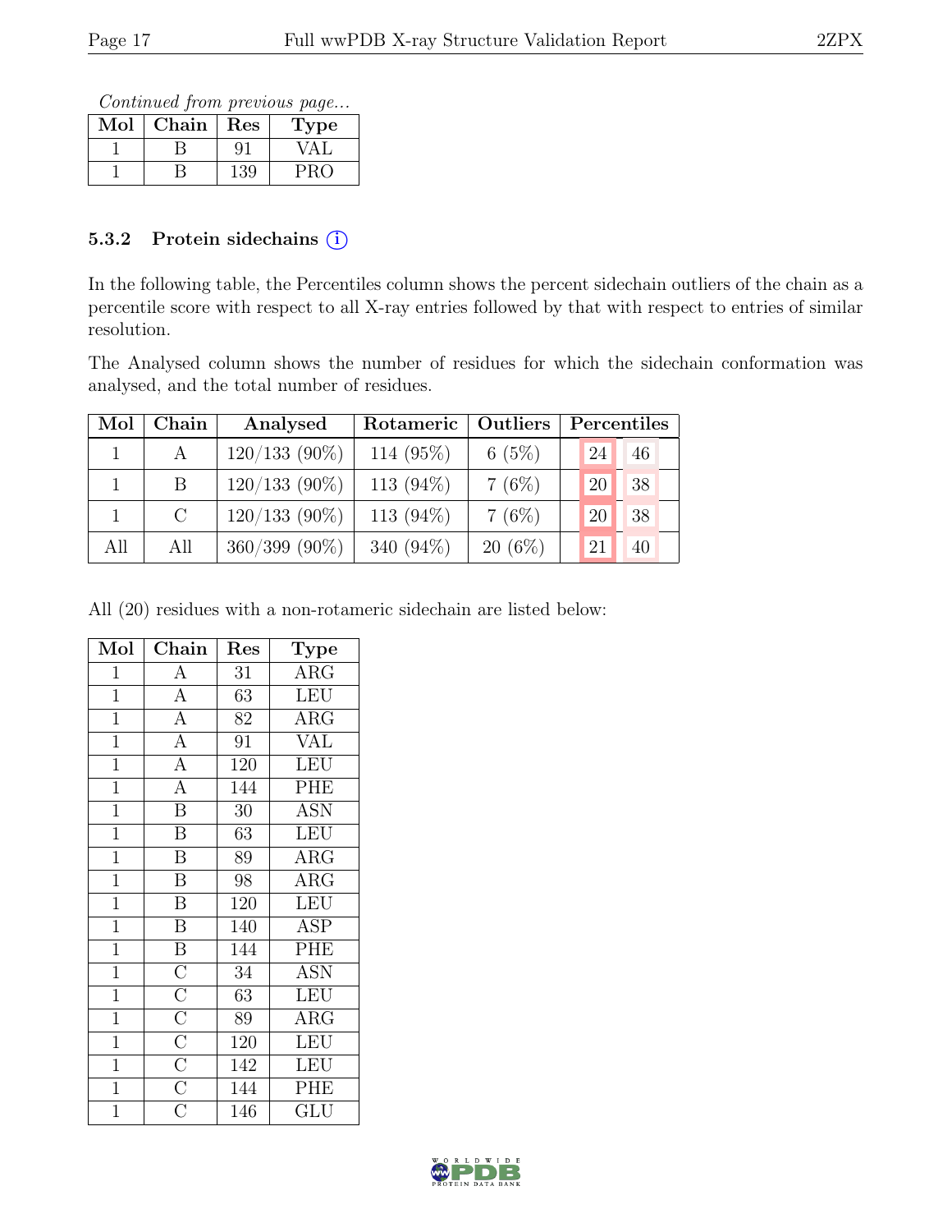*Continued from previous page...*

| Mol | Chain | Res | Type |
|---|---|---|---|
| 1 | B | 91 | VAL |
| 1 | B | 139 | PRO |

### 5.3.2 Protein sidechains (i)

In the following table, the Percentiles column shows the percent sidechain outliers of the chain as a percentile score with respect to all X-ray entries followed by that with respect to entries of similar resolution.

The Analysed column shows the number of residues for which the sidechain conformation was analysed, and the total number of residues.

| Mol | Chain | Analysed | Rotameric | Outliers | Percentiles | |
|---|---|---|---|---|---|---|
| 1 | A | 120/133 (90%) | 114 (95%) | 6 (5%) | 24 | 46 |
| 1 | B | 120/133 (90%) | 113 (94%) | 7 (6%) | 20 | 38 |
| 1 | C | 120/133 (90%) | 113 (94%) | 7 (6%) | 20 | 38 |
| All | All | 360/399 (90%) | 340 (94%) | 20 (6%) | 21 | 40 |

All (20) residues with a non-rotameric sidechain are listed below:

| Mol | Chain | Res | Type |
|---|---|---|---|
| 1 | A | 31 | ARG |
| 1 | A | 63 | LEU |
| 1 | A | 82 | ARG |
| 1 | A | 91 | VAL |
| 1 | A | 120 | LEU |
| 1 | A | 144 | PHE |
| 1 | B | 30 | ASN |
| 1 | B | 63 | LEU |
| 1 | B | 89 | ARG |
| 1 | B | 98 | ARG |
| 1 | B | 120 | LEU |
| 1 | B | 140 | ASP |
| 1 | B | 144 | PHE |
| 1 | C | 34 | ASN |
| 1 | C | 63 | LEU |
| 1 | C | 89 | ARG |
| 1 | C | 120 | LEU |
| 1 | C | 142 | LEU |
| 1 | C | 144 | PHE |
| 1 | C | 146 | GLU |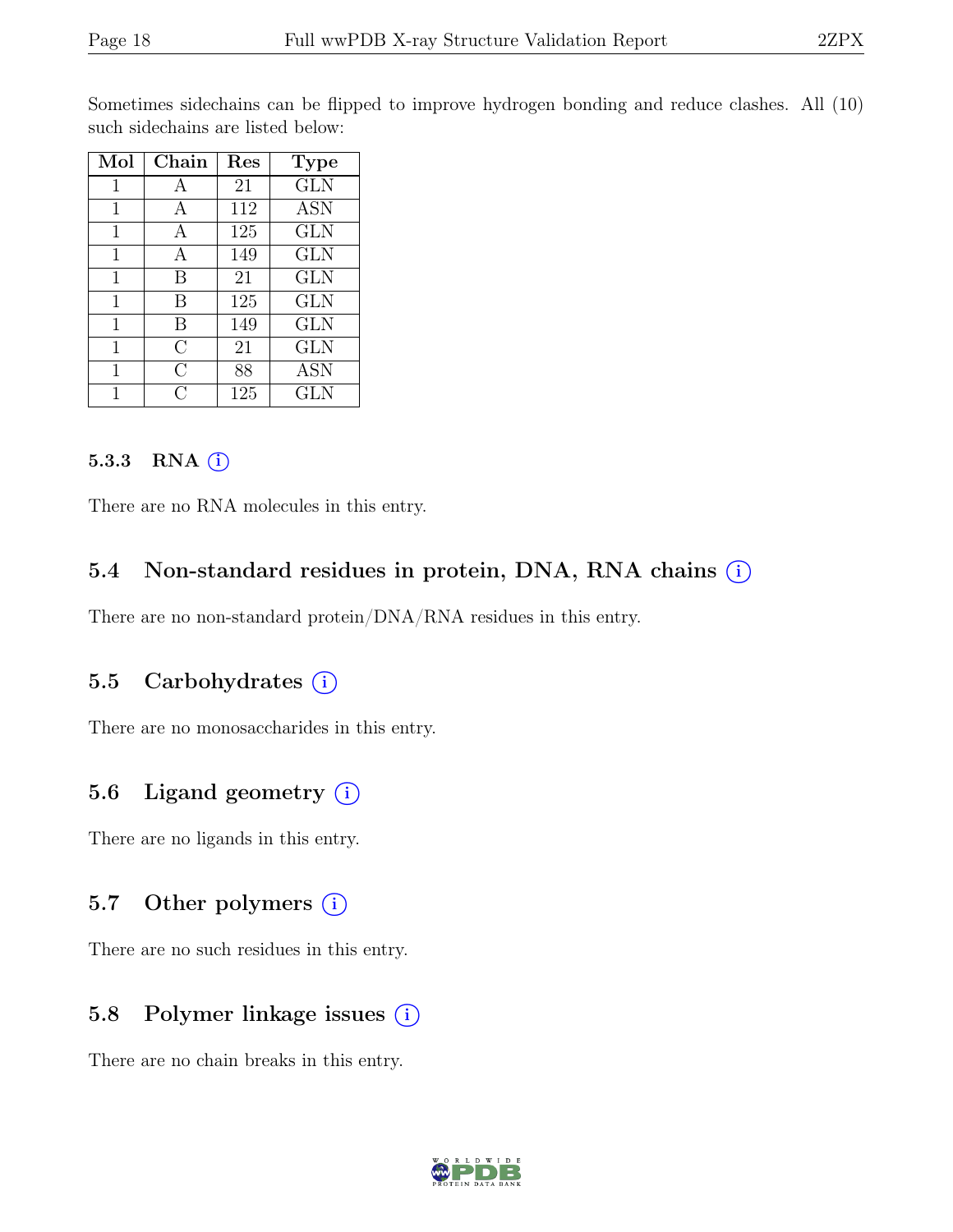Sometimes sidechains can be flipped to improve hydrogen bonding and reduce clashes. All (10) such sidechains are listed below:

| Mol | Chain | Res | Type |
|---|---|---|---|
| 1 | A | 21 | GLN |
| 1 | A | 112 | ASN |
| 1 | A | 125 | GLN |
| 1 | A | 149 | GLN |
| 1 | B | 21 | GLN |
| 1 | B | 125 | GLN |
| 1 | B | 149 | GLN |
| 1 | C | 21 | GLN |
| 1 | C | 88 | ASN |
| 1 | C | 125 | GLN |

#### 5.3.3 RNA

There are no RNA molecules in this entry.

### 5.4 Non-standard residues in protein, DNA, RNA chains

There are no non-standard protein/DNA/RNA residues in this entry.

### 5.5 Carbohydrates

There are no monosaccharides in this entry.

### 5.6 Ligand geometry

There are no ligands in this entry.

### 5.7 Other polymers

There are no such residues in this entry.

### 5.8 Polymer linkage issues

There are no chain breaks in this entry.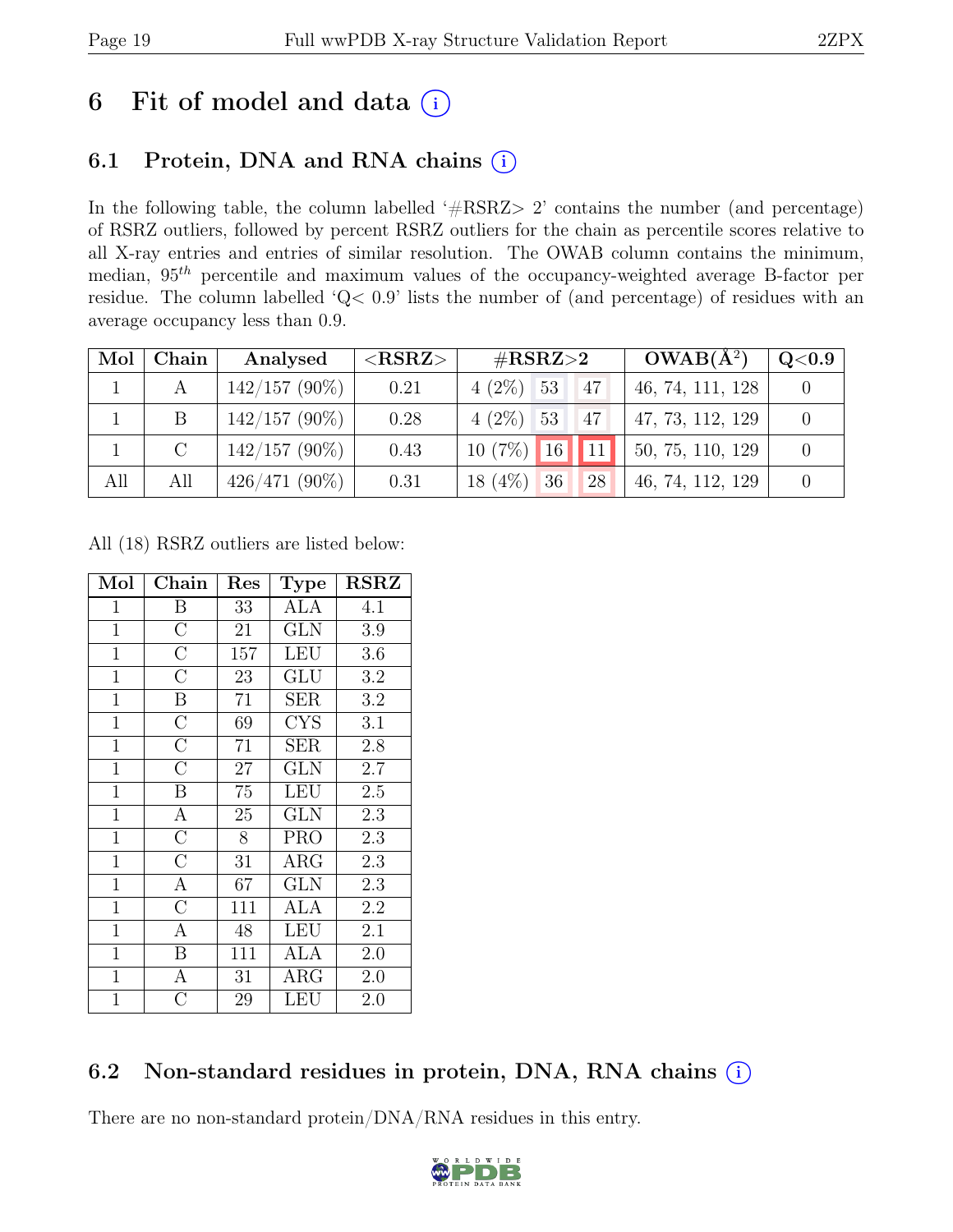# 6 Fit of model and data ⓘ

## 6.1 Protein, DNA and RNA chains ⓘ

In the following table, the column labelled '#RSRZ> 2' contains the number (and percentage) of RSRZ outliers, followed by percent RSRZ outliers for the chain as percentile scores relative to all X-ray entries and entries of similar resolution. The OWAB column contains the minimum, median, $95^{th}$ percentile and maximum values of the occupancy-weighted average B-factor per residue. The column labelled 'Q< 0.9' lists the number of (and percentage) of residues with an average occupancy less than 0.9.

| Mol | Chain | Analysed | <RSRZ> | #RSRZ>2 | | | OWAB(Å$^2$) | Q<0.9 |
|---|---|---|---|---|---|---|---|---|
| 1 | A | 142/157 (90%) | 0.21 | 4 (2%) | 53 | 47 | 46, 74, 111, 128 | 0 |
| 1 | B | 142/157 (90%) | 0.28 | 4 (2%) | 53 | 47 | 47, 73, 112, 129 | 0 |
| 1 | C | 142/157 (90%) | 0.43 | 10 (7%) | 16 | 11 | 50, 75, 110, 129 | 0 |
| All | All | 426/471 (90%) | 0.31 | 18 (4%) | 36 | 28 | 46, 74, 112, 129 | 0 |

All (18) RSRZ outliers are listed below:

| Mol | Chain | Res | Type | RSRZ |
|---|---|---|---|---|
| 1 | B | 33 | ALA | 4.1 |
| 1 | C | 21 | GLN | 3.9 |
| 1 | C | 157 | LEU | 3.6 |
| 1 | C | 23 | GLU | 3.2 |
| 1 | B | 71 | SER | 3.2 |
| 1 | C | 69 | CYS | 3.1 |
| 1 | C | 71 | SER | 2.8 |
| 1 | C | 27 | GLN | 2.7 |
| 1 | B | 75 | LEU | 2.5 |
| 1 | A | 25 | GLN | 2.3 |
| 1 | C | 8 | PRO | 2.3 |
| 1 | C | 31 | ARG | 2.3 |
| 1 | A | 67 | GLN | 2.3 |
| 1 | C | 111 | ALA | 2.2 |
| 1 | A | 48 | LEU | 2.1 |
| 1 | B | 111 | ALA | 2.0 |
| 1 | A | 31 | ARG | 2.0 |
| 1 | C | 29 | LEU | 2.0 |

## 6.2 Non-standard residues in protein, DNA, RNA chains ⓘ

There are no non-standard protein/DNA/RNA residues in this entry.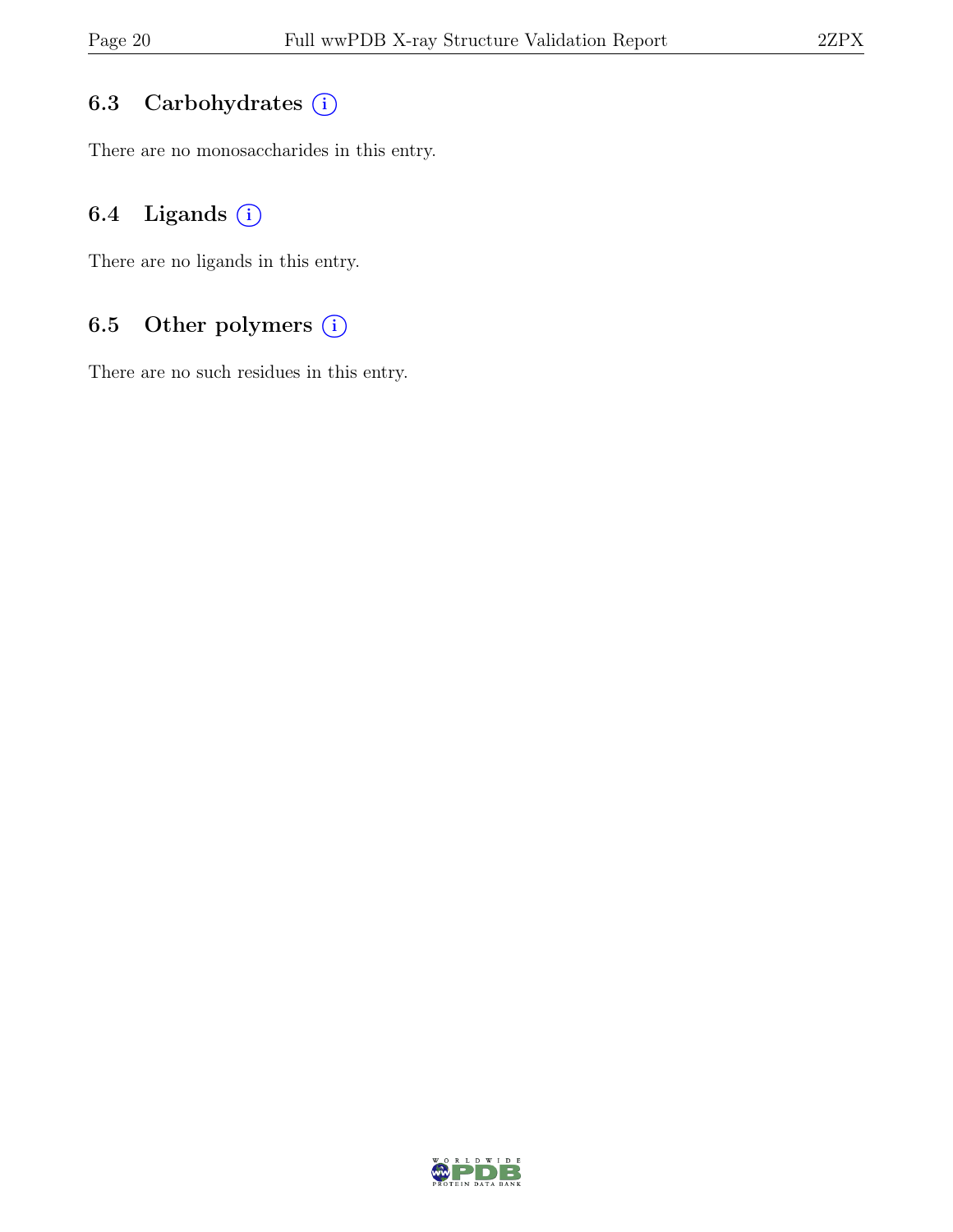### 6.3 Carbohydrates (i)

There are no monosaccharides in this entry.

### 6.4 Ligands (i)

There are no ligands in this entry.

### 6.5 Other polymers (i)

There are no such residues in this entry.